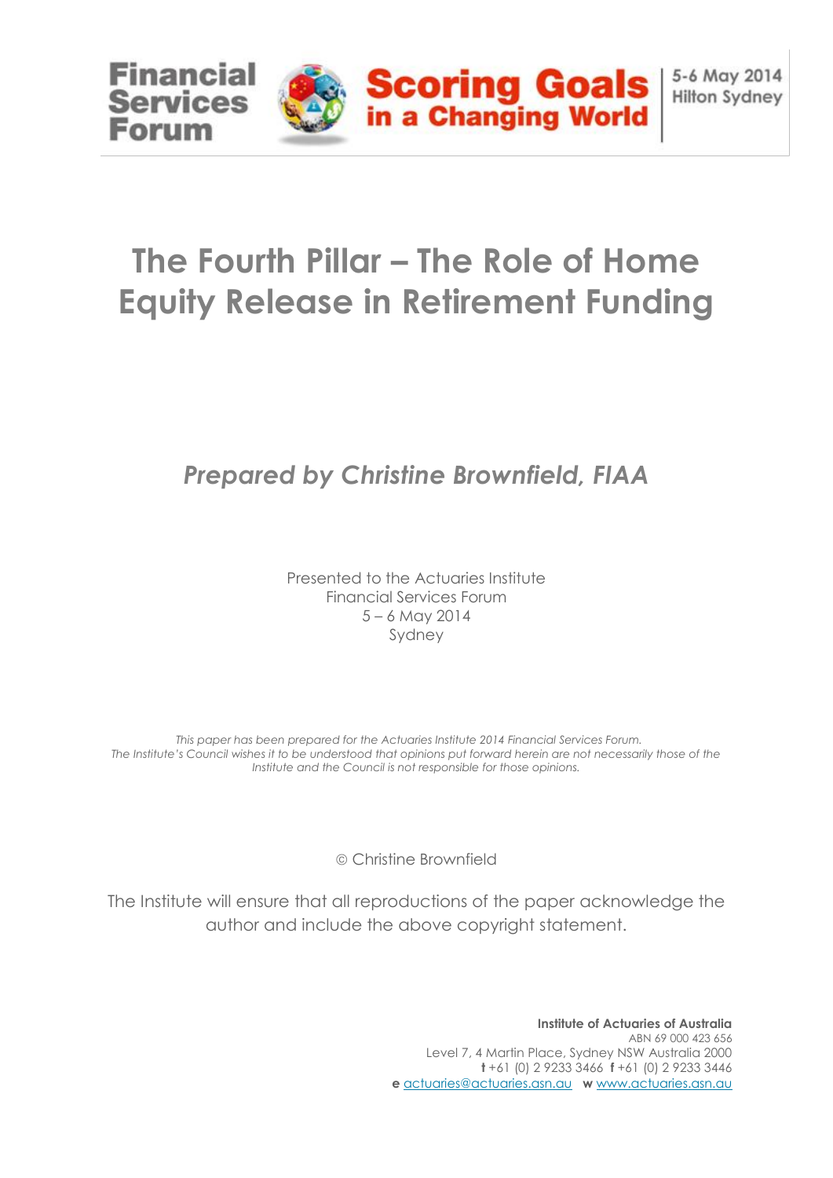Financial Services Forum

Scoring Goals in a Changing World

5-6 May 2014
Hilton Sydney

# The Fourth Pillar – The Role of Home Equity Release in Retirement Funding

## *Prepared by Christine Brownfield, FIAA*

Presented to the Actuaries Institute
Financial Services Forum
5 – 6 May 2014
Sydney

*This paper has been prepared for the Actuaries Institute 2014 Financial Services Forum. The Institute's Council wishes it to be understood that opinions put forward herein are not necessarily those of the Institute and the Council is not responsible for those opinions.*

© Christine Brownfield

The Institute will ensure that all reproductions of the paper acknowledge the author and include the above copyright statement.

**Institute of Actuaries of Australia**
ABN 69 000 423 656
Level 7, 4 Martin Place, Sydney NSW Australia 2000
**t** +61 (0) 2 9233 3466 **f** +61 (0) 2 9233 3446
**e** actuaries@actuaries.asn.au **w** www.actuaries.asn.au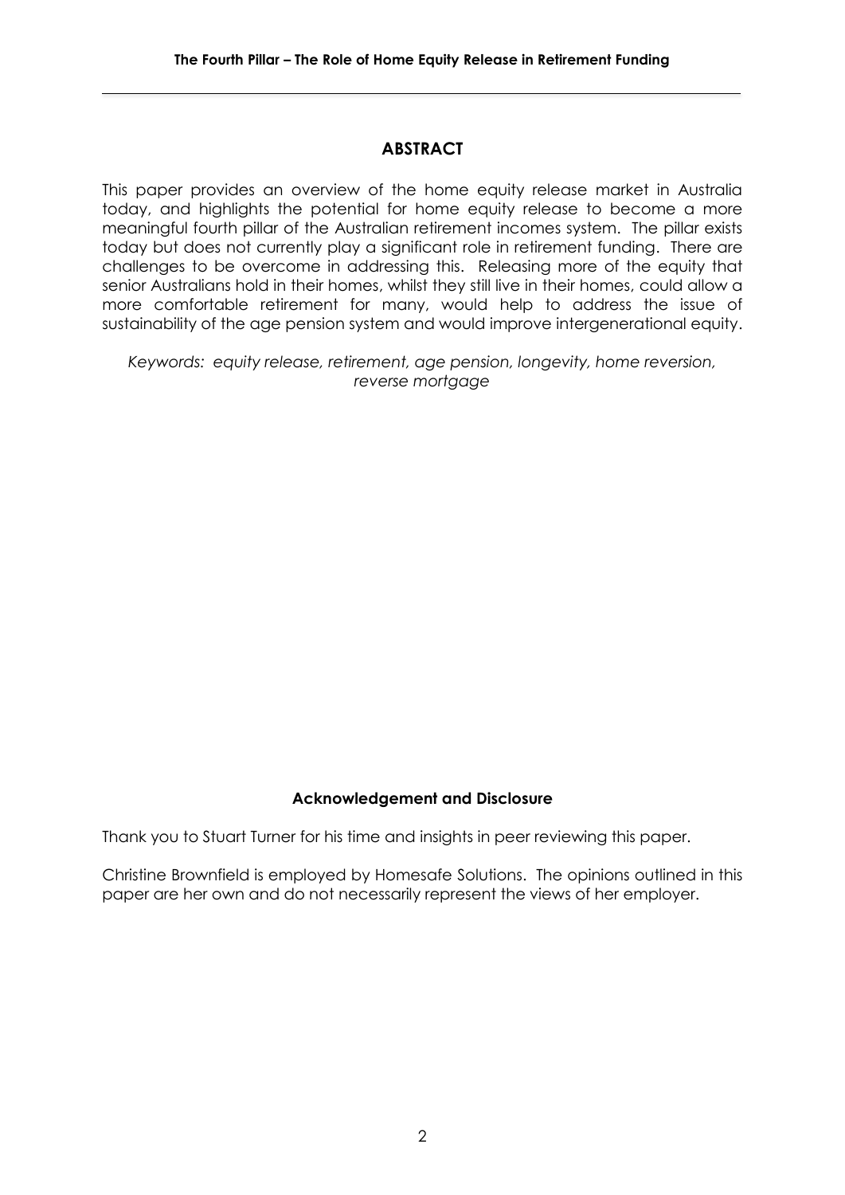## ABSTRACT

This paper provides an overview of the home equity release market in Australia today, and highlights the potential for home equity release to become a more meaningful fourth pillar of the Australian retirement incomes system. The pillar exists today but does not currently play a significant role in retirement funding. There are challenges to be overcome in addressing this. Releasing more of the equity that senior Australians hold in their homes, whilst they still live in their homes, could allow a more comfortable retirement for many, would help to address the issue of sustainability of the age pension system and would improve intergenerational equity.

*Keywords: equity release, retirement, age pension, longevity, home reversion, reverse mortgage*

### Acknowledgement and Disclosure

Thank you to Stuart Turner for his time and insights in peer reviewing this paper.

Christine Brownfield is employed by Homesafe Solutions. The opinions outlined in this paper are her own and do not necessarily represent the views of her employer.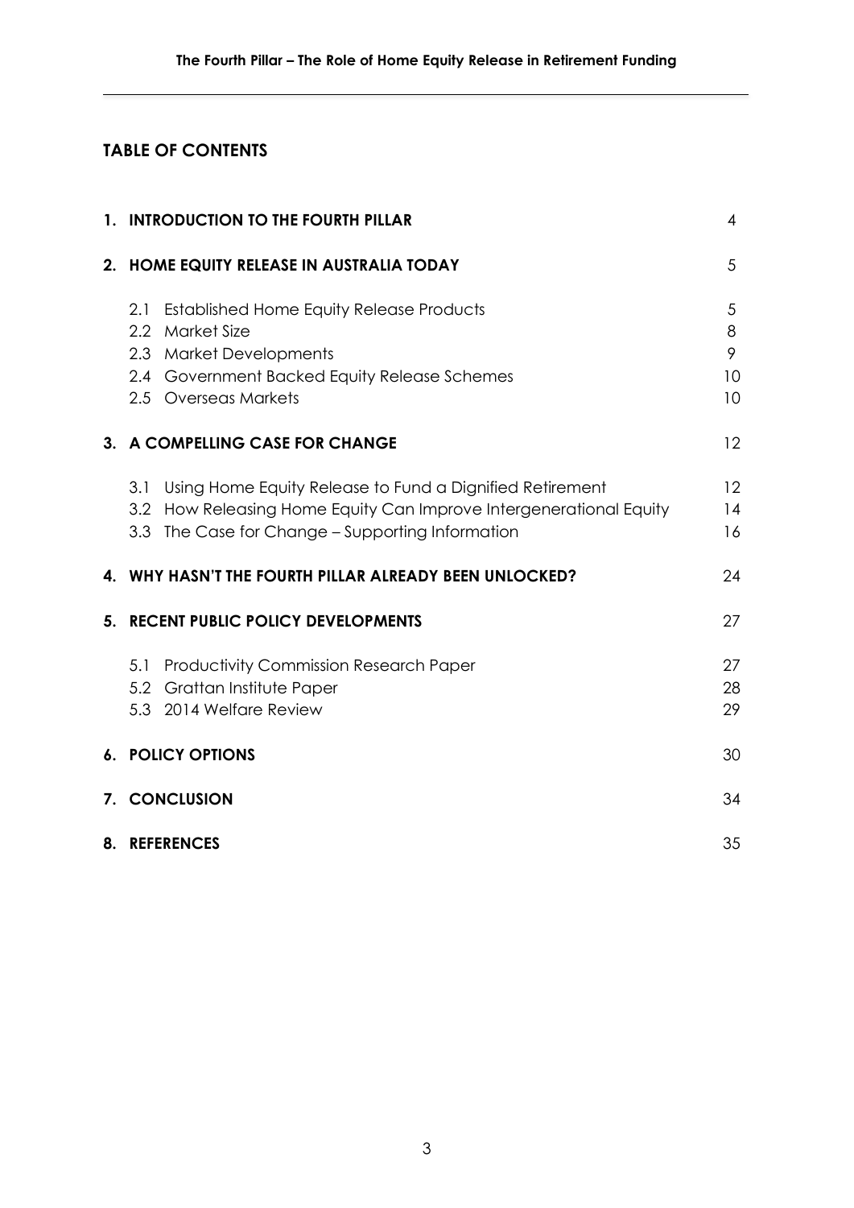## TABLE OF CONTENTS

| | | |
|---|---|---|
| **1.** | **INTRODUCTION TO THE FOURTH PILLAR** | 4 |
| **2.** | **HOME EQUITY RELEASE IN AUSTRALIA TODAY** | 5 |
| | 2.1 Established Home Equity Release Products | 5 |
| | 2.2 Market Size | 8 |
| | 2.3 Market Developments | 9 |
| | 2.4 Government Backed Equity Release Schemes | 10 |
| | 2.5 Overseas Markets | 10 |
| **3.** | **A COMPELLING CASE FOR CHANGE** | 12 |
| | 3.1 Using Home Equity Release to Fund a Dignified Retirement | 12 |
| | 3.2 How Releasing Home Equity Can Improve Intergenerational Equity | 14 |
| | 3.3 The Case for Change – Supporting Information | 16 |
| **4.** | **WHY HASN'T THE FOURTH PILLAR ALREADY BEEN UNLOCKED?** | 24 |
| **5.** | **RECENT PUBLIC POLICY DEVELOPMENTS** | 27 |
| | 5.1 Productivity Commission Research Paper | 27 |
| | 5.2 Grattan Institute Paper | 28 |
| | 5.3 2014 Welfare Review | 29 |
| **6.** | **POLICY OPTIONS** | 30 |
| **7.** | **CONCLUSION** | 34 |
| **8.** | **REFERENCES** | 35 |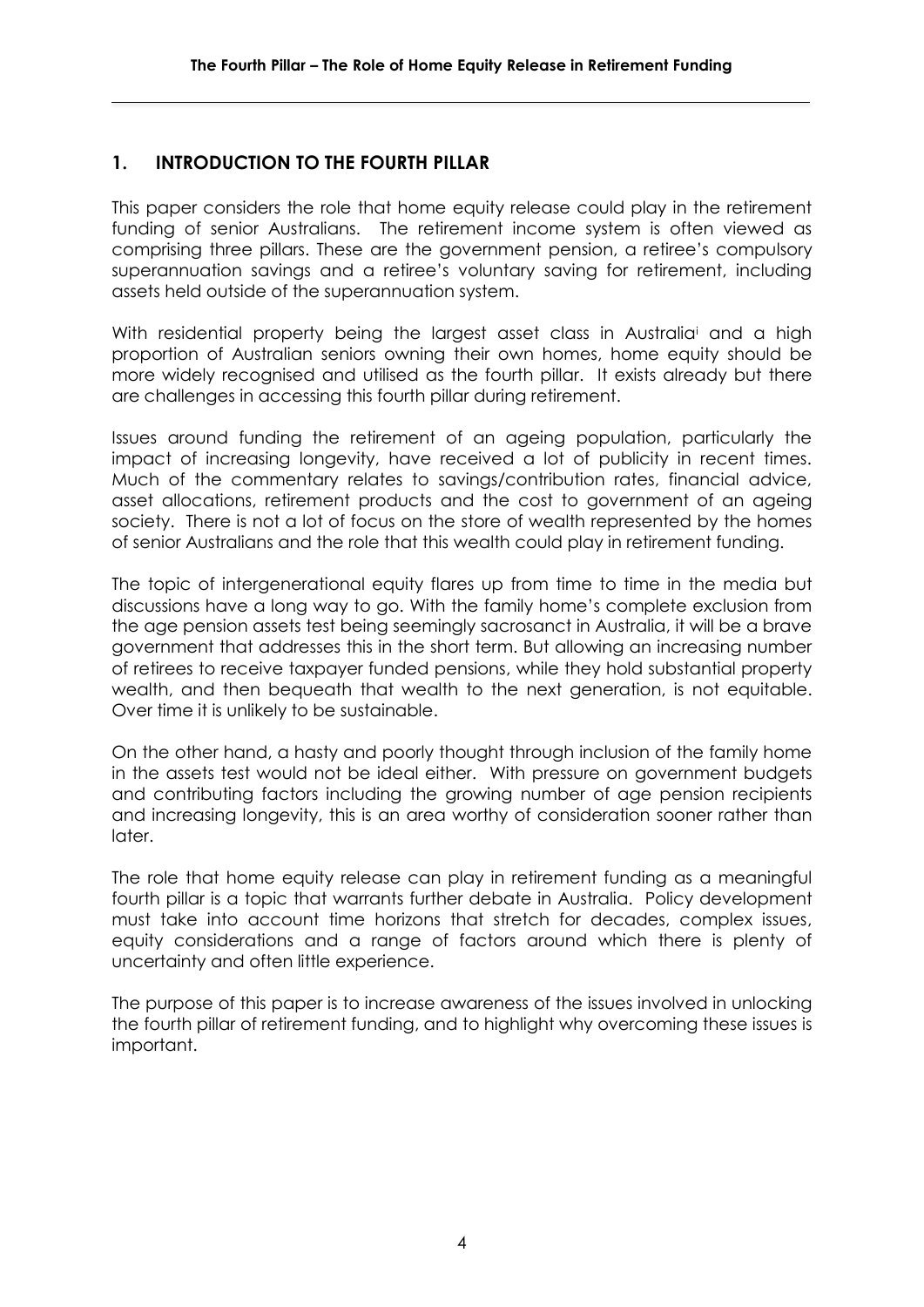## 1. INTRODUCTION TO THE FOURTH PILLAR

This paper considers the role that home equity release could play in the retirement funding of senior Australians. The retirement income system is often viewed as comprising three pillars. These are the government pension, a retiree's compulsory superannuation savings and a retiree's voluntary saving for retirement, including assets held outside of the superannuation system.

With residential property being the largest asset class in Australia[i] and a high proportion of Australian seniors owning their own homes, home equity should be more widely recognised and utilised as the fourth pillar. It exists already but there are challenges in accessing this fourth pillar during retirement.

Issues around funding the retirement of an ageing population, particularly the impact of increasing longevity, have received a lot of publicity in recent times. Much of the commentary relates to savings/contribution rates, financial advice, asset allocations, retirement products and the cost to government of an ageing society. There is not a lot of focus on the store of wealth represented by the homes of senior Australians and the role that this wealth could play in retirement funding.

The topic of intergenerational equity flares up from time to time in the media but discussions have a long way to go. With the family home's complete exclusion from the age pension assets test being seemingly sacrosanct in Australia, it will be a brave government that addresses this in the short term. But allowing an increasing number of retirees to receive taxpayer funded pensions, while they hold substantial property wealth, and then bequeath that wealth to the next generation, is not equitable. Over time it is unlikely to be sustainable.

On the other hand, a hasty and poorly thought through inclusion of the family home in the assets test would not be ideal either. With pressure on government budgets and contributing factors including the growing number of age pension recipients and increasing longevity, this is an area worthy of consideration sooner rather than later.

The role that home equity release can play in retirement funding as a meaningful fourth pillar is a topic that warrants further debate in Australia. Policy development must take into account time horizons that stretch for decades, complex issues, equity considerations and a range of factors around which there is plenty of uncertainty and often little experience.

The purpose of this paper is to increase awareness of the issues involved in unlocking the fourth pillar of retirement funding, and to highlight why overcoming these issues is important.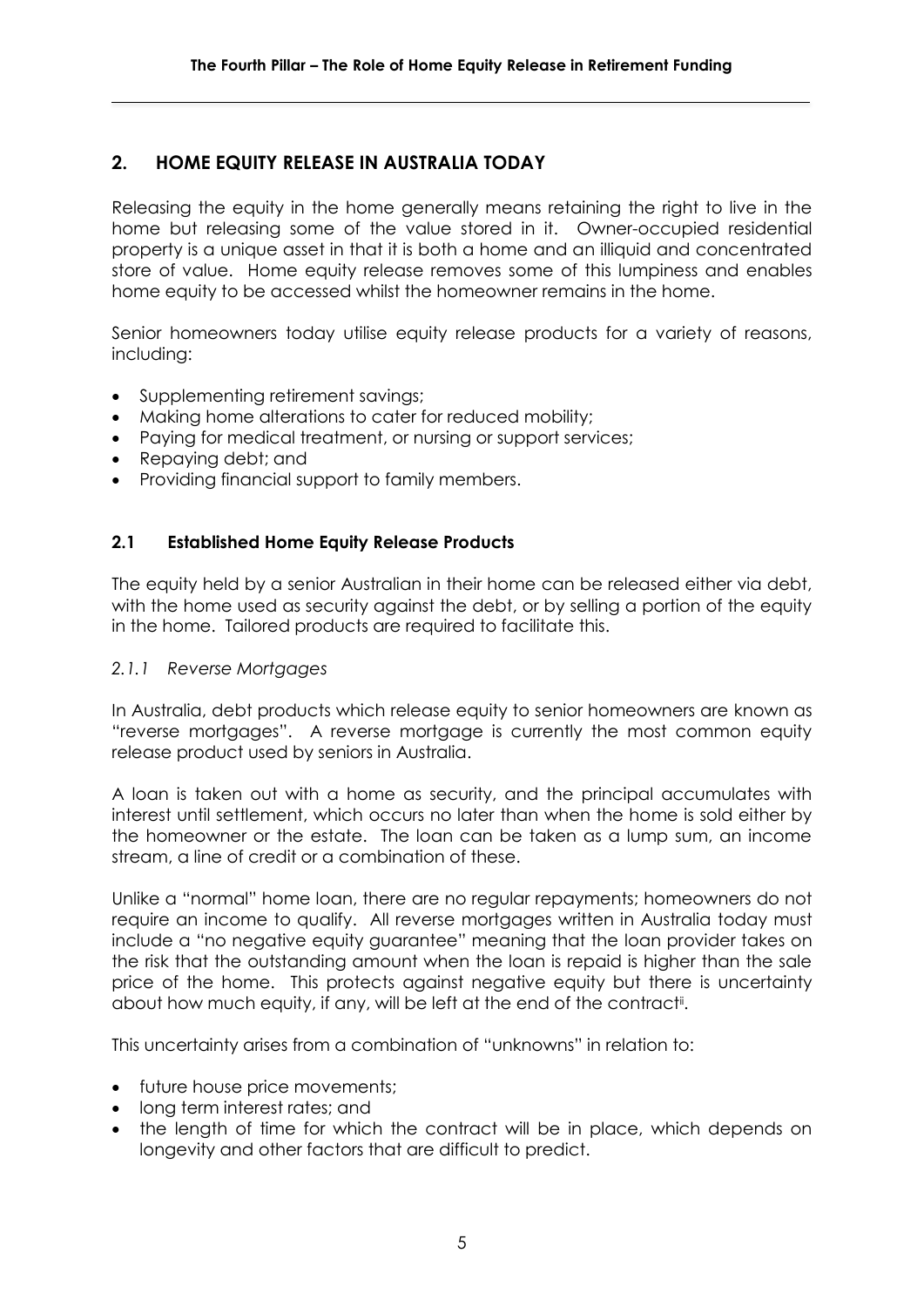## 2. HOME EQUITY RELEASE IN AUSTRALIA TODAY

Releasing the equity in the home generally means retaining the right to live in the home but releasing some of the value stored in it. Owner-occupied residential property is a unique asset in that it is both a home and an illiquid and concentrated store of value. Home equity release removes some of this lumpiness and enables home equity to be accessed whilst the homeowner remains in the home.

Senior homeowners today utilise equity release products for a variety of reasons, including:

- Supplementing retirement savings;
- Making home alterations to cater for reduced mobility;
- Paying for medical treatment, or nursing or support services;
- Repaying debt; and
- Providing financial support to family members.

### 2.1 Established Home Equity Release Products

The equity held by a senior Australian in their home can be released either via debt, with the home used as security against the debt, or by selling a portion of the equity in the home. Tailored products are required to facilitate this.

#### *2.1.1 Reverse Mortgages*

In Australia, debt products which release equity to senior homeowners are known as "reverse mortgages". A reverse mortgage is currently the most common equity release product used by seniors in Australia.

A loan is taken out with a home as security, and the principal accumulates with interest until settlement, which occurs no later than when the home is sold either by the homeowner or the estate. The loan can be taken as a lump sum, an income stream, a line of credit or a combination of these.

Unlike a "normal" home loan, there are no regular repayments; homeowners do not require an income to qualify. All reverse mortgages written in Australia today must include a "no negative equity guarantee" meaning that the loan provider takes on the risk that the outstanding amount when the loan is repaid is higher than the sale price of the home. This protects against negative equity but there is uncertainty about how much equity, if any, will be left at the end of the contract[ii].

This uncertainty arises from a combination of "unknowns" in relation to:

- future house price movements;
- long term interest rates; and
- the length of time for which the contract will be in place, which depends on longevity and other factors that are difficult to predict.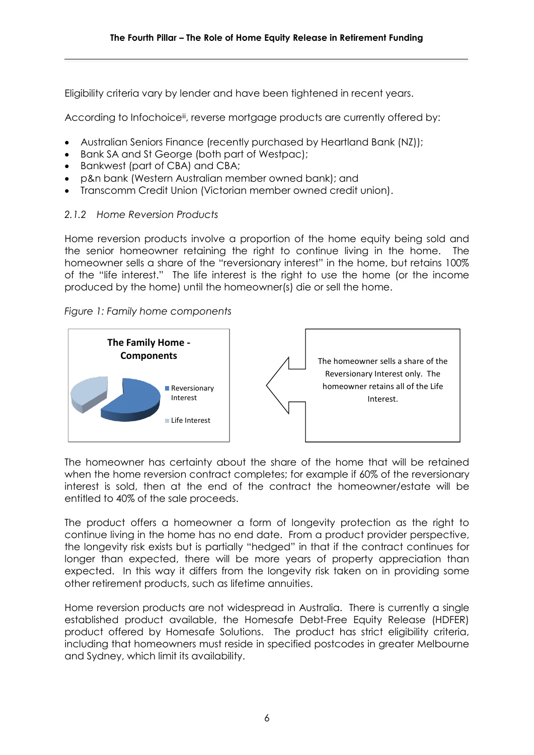Eligibility criteria vary by lender and have been tightened in recent years.

According to Infochoice[iii], reverse mortgage products are currently offered by:

- Australian Seniors Finance (recently purchased by Heartland Bank (NZ));
- Bank SA and St George (both part of Westpac);
- Bankwest (part of CBA) and CBA;
- p&n bank (Western Australian member owned bank); and
- Transcomm Credit Union (Victorian member owned credit union).

#### *2.1.2 Home Reversion Products*

Home reversion products involve a proportion of the home equity being sold and the senior homeowner retaining the right to continue living in the home. The homeowner sells a share of the "reversionary interest" in the home, but retains 100% of the "life interest." The life interest is the right to use the home (or the income produced by the home) until the homeowner(s) die or sell the home.

*Figure 1: Family home components*

**The Family Home - Components**

- Reversionary Interest
- Life Interest

The homeowner sells a share of the Reversionary Interest only. The homeowner retains all of the Life Interest.

The homeowner has certainty about the share of the home that will be retained when the home reversion contract completes; for example if 60% of the reversionary interest is sold, then at the end of the contract the homeowner/estate will be entitled to 40% of the sale proceeds.

The product offers a homeowner a form of longevity protection as the right to continue living in the home has no end date. From a product provider perspective, the longevity risk exists but is partially "hedged" in that if the contract continues for longer than expected, there will be more years of property appreciation than expected. In this way it differs from the longevity risk taken on in providing some other retirement products, such as lifetime annuities.

Home reversion products are not widespread in Australia. There is currently a single established product available, the Homesafe Debt-Free Equity Release (HDFER) product offered by Homesafe Solutions. The product has strict eligibility criteria, including that homeowners must reside in specified postcodes in greater Melbourne and Sydney, which limit its availability.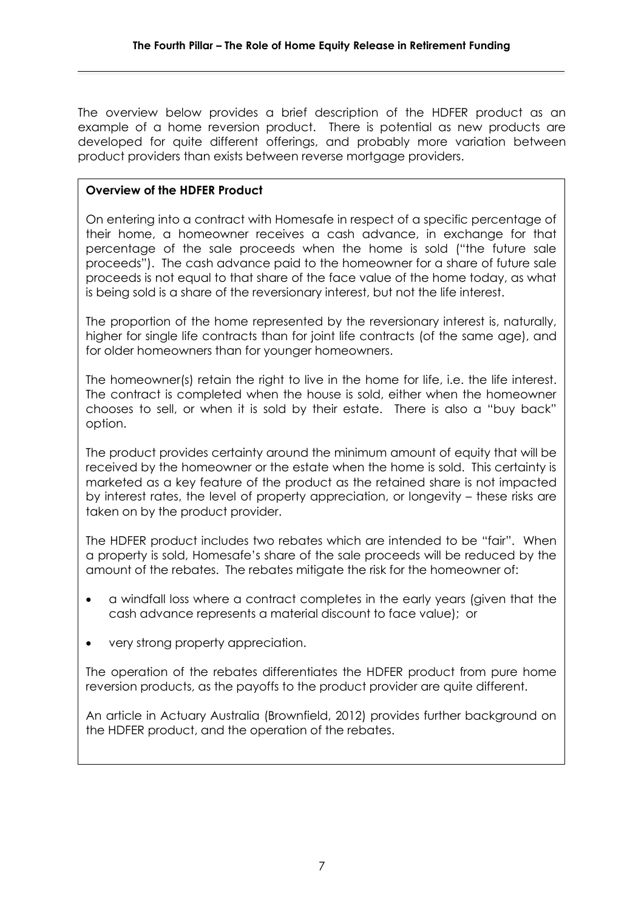The overview below provides a brief description of the HDFER product as an example of a home reversion product. There is potential as new products are developed for quite different offerings, and probably more variation between product providers than exists between reverse mortgage providers.

**Overview of the HDFER Product**

On entering into a contract with Homesafe in respect of a specific percentage of their home, a homeowner receives a cash advance, in exchange for that percentage of the sale proceeds when the home is sold ("the future sale proceeds"). The cash advance paid to the homeowner for a share of future sale proceeds is not equal to that share of the face value of the home today, as what is being sold is a share of the reversionary interest, but not the life interest.

The proportion of the home represented by the reversionary interest is, naturally, higher for single life contracts than for joint life contracts (of the same age), and for older homeowners than for younger homeowners.

The homeowner(s) retain the right to live in the home for life, i.e. the life interest. The contract is completed when the house is sold, either when the homeowner chooses to sell, or when it is sold by their estate. There is also a "buy back" option.

The product provides certainty around the minimum amount of equity that will be received by the homeowner or the estate when the home is sold. This certainty is marketed as a key feature of the product as the retained share is not impacted by interest rates, the level of property appreciation, or longevity – these risks are taken on by the product provider.

The HDFER product includes two rebates which are intended to be "fair". When a property is sold, Homesafe's share of the sale proceeds will be reduced by the amount of the rebates. The rebates mitigate the risk for the homeowner of:

- a windfall loss where a contract completes in the early years (given that the cash advance represents a material discount to face value); or
- very strong property appreciation.

The operation of the rebates differentiates the HDFER product from pure home reversion products, as the payoffs to the product provider are quite different.

An article in Actuary Australia (Brownfield, 2012) provides further background on the HDFER product, and the operation of the rebates.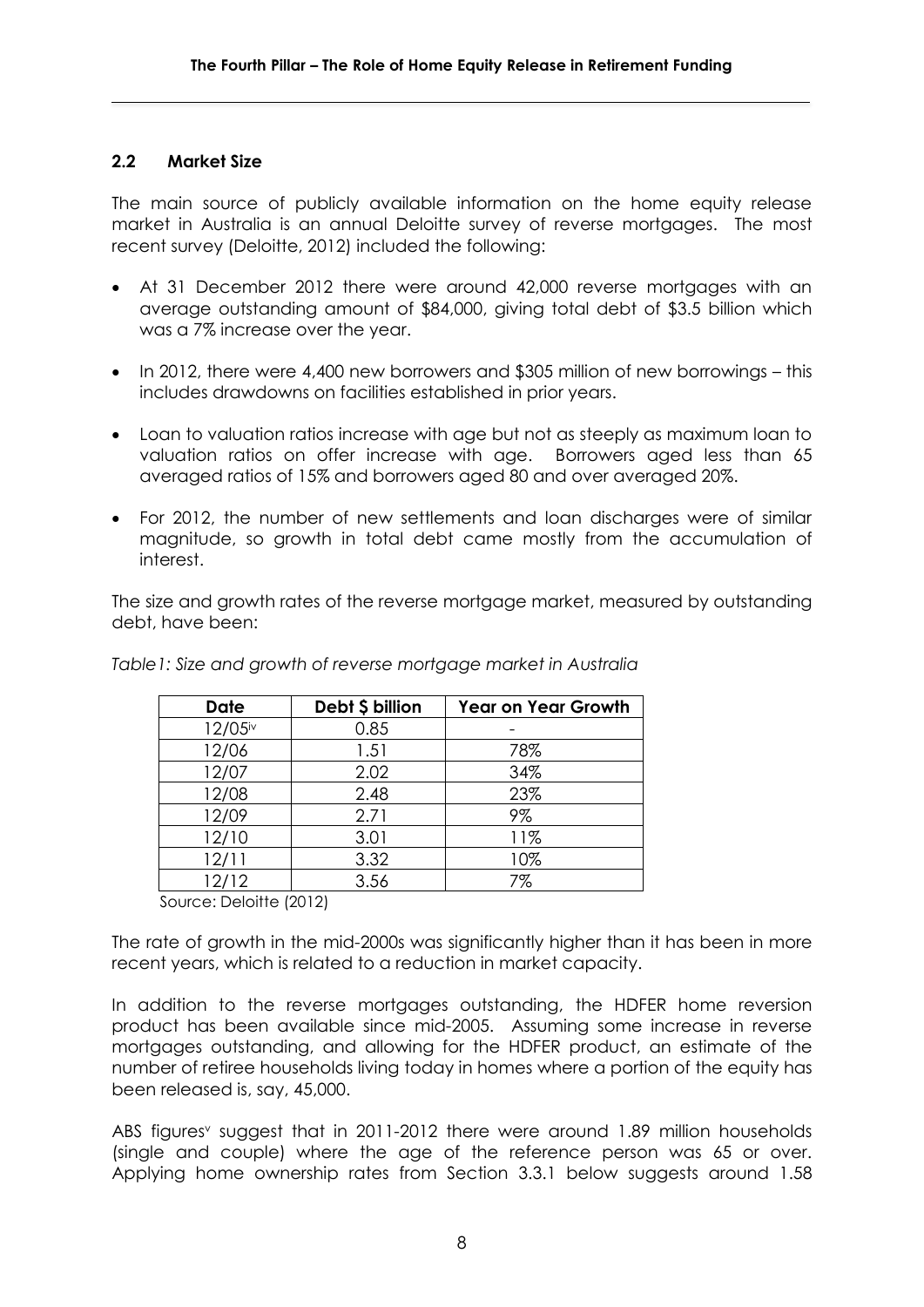## 2.2 Market Size

The main source of publicly available information on the home equity release market in Australia is an annual Deloitte survey of reverse mortgages. The most recent survey (Deloitte, 2012) included the following:

- At 31 December 2012 there were around 42,000 reverse mortgages with an average outstanding amount of $84,000, giving total debt of $3.5 billion which was a 7% increase over the year.
- In 2012, there were 4,400 new borrowers and $305 million of new borrowings – this includes drawdowns on facilities established in prior years.
- Loan to valuation ratios increase with age but not as steeply as maximum loan to valuation ratios on offer increase with age. Borrowers aged less than 65 averaged ratios of 15% and borrowers aged 80 and over averaged 20%.
- For 2012, the number of new settlements and loan discharges were of similar magnitude, so growth in total debt came mostly from the accumulation of interest.

The size and growth rates of the reverse mortgage market, measured by outstanding debt, have been:

*Table1: Size and growth of reverse mortgage market in Australia*

| Date | Debt $ billion | Year on Year Growth |
|---|---|---|
| 12/05[iv] | 0.85 | - |
| 12/06 | 1.51 | 78% |
| 12/07 | 2.02 | 34% |
| 12/08 | 2.48 | 23% |
| 12/09 | 2.71 | 9% |
| 12/10 | 3.01 | 11% |
| 12/11 | 3.32 | 10% |
| 12/12 | 3.56 | 7% |

Source: Deloitte (2012)

The rate of growth in the mid-2000s was significantly higher than it has been in more recent years, which is related to a reduction in market capacity.

In addition to the reverse mortgages outstanding, the HDFER home reversion product has been available since mid-2005. Assuming some increase in reverse mortgages outstanding, and allowing for the HDFER product, an estimate of the number of retiree households living today in homes where a portion of the equity has been released is, say, 45,000.

ABS figures[v] suggest that in 2011-2012 there were around 1.89 million households (single and couple) where the age of the reference person was 65 or over. Applying home ownership rates from Section 3.3.1 below suggests around 1.58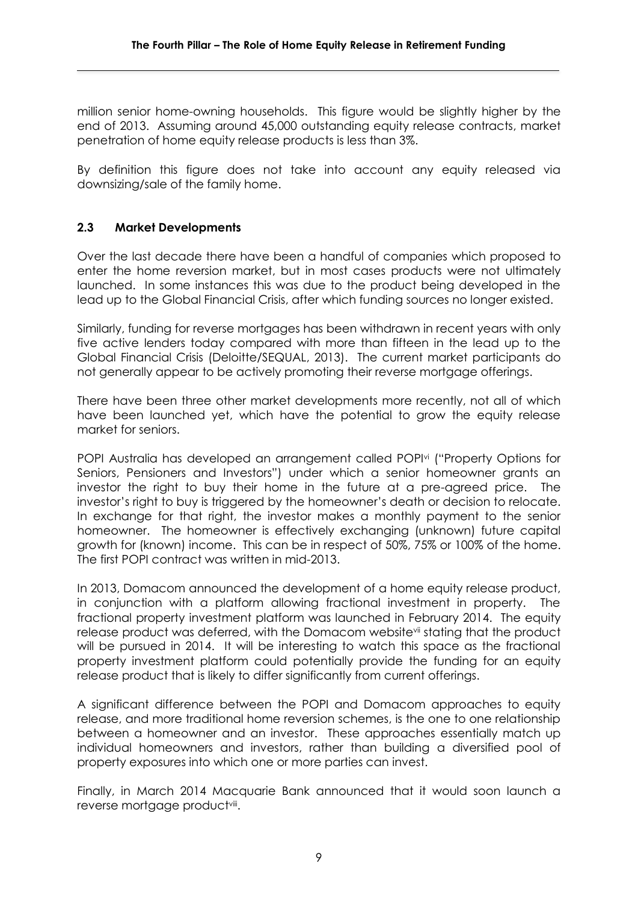million senior home-owning households. This figure would be slightly higher by the end of 2013. Assuming around 45,000 outstanding equity release contracts, market penetration of home equity release products is less than 3%.

By definition this figure does not take into account any equity released via downsizing/sale of the family home.

### 2.3 Market Developments

Over the last decade there have been a handful of companies which proposed to enter the home reversion market, but in most cases products were not ultimately launched. In some instances this was due to the product being developed in the lead up to the Global Financial Crisis, after which funding sources no longer existed.

Similarly, funding for reverse mortgages has been withdrawn in recent years with only five active lenders today compared with more than fifteen in the lead up to the Global Financial Crisis (Deloitte/SEQUAL, 2013). The current market participants do not generally appear to be actively promoting their reverse mortgage offerings.

There have been three other market developments more recently, not all of which have been launched yet, which have the potential to grow the equity release market for seniors.

POPI Australia has developed an arrangement called POPI[vi] ("Property Options for Seniors, Pensioners and Investors") under which a senior homeowner grants an investor the right to buy their home in the future at a pre-agreed price. The investor's right to buy is triggered by the homeowner's death or decision to relocate. In exchange for that right, the investor makes a monthly payment to the senior homeowner. The homeowner is effectively exchanging (unknown) future capital growth for (known) income. This can be in respect of 50%, 75% or 100% of the home. The first POPI contract was written in mid-2013.

In 2013, Domacom announced the development of a home equity release product, in conjunction with a platform allowing fractional investment in property. The fractional property investment platform was launched in February 2014. The equity release product was deferred, with the Domacom website[vii] stating that the product will be pursued in 2014. It will be interesting to watch this space as the fractional property investment platform could potentially provide the funding for an equity release product that is likely to differ significantly from current offerings.

A significant difference between the POPI and Domacom approaches to equity release, and more traditional home reversion schemes, is the one to one relationship between a homeowner and an investor. These approaches essentially match up individual homeowners and investors, rather than building a diversified pool of property exposures into which one or more parties can invest.

Finally, in March 2014 Macquarie Bank announced that it would soon launch a reverse mortgage product[viii].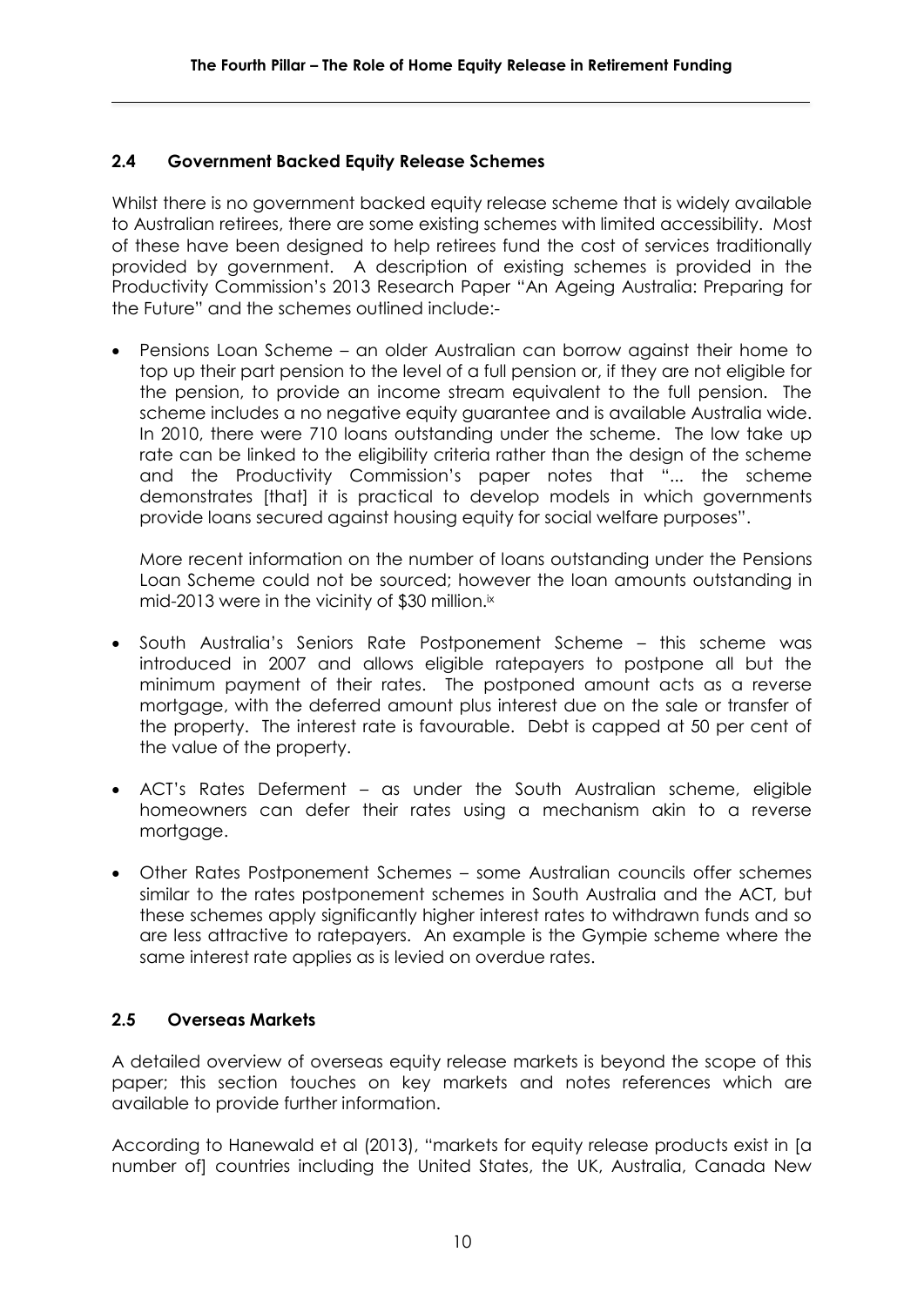## 2.4 Government Backed Equity Release Schemes

Whilst there is no government backed equity release scheme that is widely available to Australian retirees, there are some existing schemes with limited accessibility. Most of these have been designed to help retirees fund the cost of services traditionally provided by government. A description of existing schemes is provided in the Productivity Commission's 2013 Research Paper "An Ageing Australia: Preparing for the Future" and the schemes outlined include:-

- Pensions Loan Scheme – an older Australian can borrow against their home to top up their part pension to the level of a full pension or, if they are not eligible for the pension, to provide an income stream equivalent to the full pension. The scheme includes a no negative equity guarantee and is available Australia wide. In 2010, there were 710 loans outstanding under the scheme. The low take up rate can be linked to the eligibility criteria rather than the design of the scheme and the Productivity Commission's paper notes that "... the scheme demonstrates [that] it is practical to develop models in which governments provide loans secured against housing equity for social welfare purposes".

  More recent information on the number of loans outstanding under the Pensions Loan Scheme could not be sourced; however the loan amounts outstanding in mid-2013 were in the vicinity of $30 million.[ix]

- South Australia's Seniors Rate Postponement Scheme – this scheme was introduced in 2007 and allows eligible ratepayers to postpone all but the minimum payment of their rates. The postponed amount acts as a reverse mortgage, with the deferred amount plus interest due on the sale or transfer of the property. The interest rate is favourable. Debt is capped at 50 per cent of the value of the property.

- ACT's Rates Deferment – as under the South Australian scheme, eligible homeowners can defer their rates using a mechanism akin to a reverse mortgage.

- Other Rates Postponement Schemes – some Australian councils offer schemes similar to the rates postponement schemes in South Australia and the ACT, but these schemes apply significantly higher interest rates to withdrawn funds and so are less attractive to ratepayers. An example is the Gympie scheme where the same interest rate applies as is levied on overdue rates.

## 2.5 Overseas Markets

A detailed overview of overseas equity release markets is beyond the scope of this paper; this section touches on key markets and notes references which are available to provide further information.

According to Hanewald et al (2013), "markets for equity release products exist in [a number of] countries including the United States, the UK, Australia, Canada New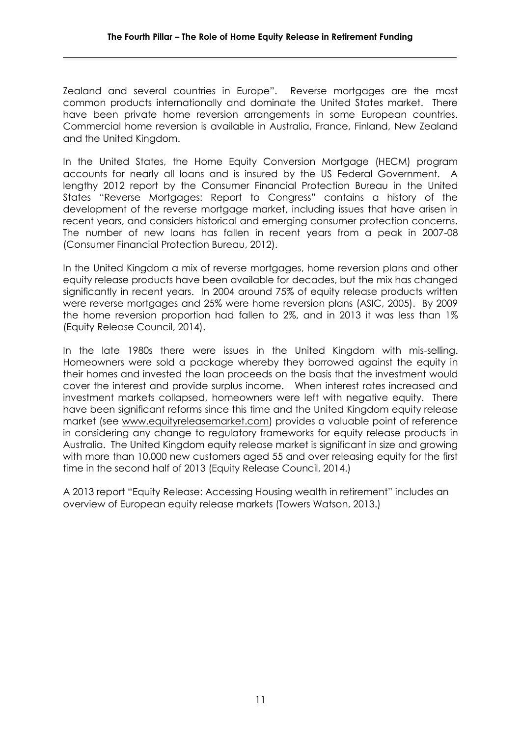Zealand and several countries in Europe". Reverse mortgages are the most common products internationally and dominate the United States market. There have been private home reversion arrangements in some European countries. Commercial home reversion is available in Australia, France, Finland, New Zealand and the United Kingdom.

In the United States, the Home Equity Conversion Mortgage (HECM) program accounts for nearly all loans and is insured by the US Federal Government. A lengthy 2012 report by the Consumer Financial Protection Bureau in the United States "Reverse Mortgages: Report to Congress" contains a history of the development of the reverse mortgage market, including issues that have arisen in recent years, and considers historical and emerging consumer protection concerns. The number of new loans has fallen in recent years from a peak in 2007-08 (Consumer Financial Protection Bureau, 2012).

In the United Kingdom a mix of reverse mortgages, home reversion plans and other equity release products have been available for decades, but the mix has changed significantly in recent years. In 2004 around 75% of equity release products written were reverse mortgages and 25% were home reversion plans (ASIC, 2005). By 2009 the home reversion proportion had fallen to 2%, and in 2013 it was less than 1% (Equity Release Council, 2014).

In the late 1980s there were issues in the United Kingdom with mis-selling. Homeowners were sold a package whereby they borrowed against the equity in their homes and invested the loan proceeds on the basis that the investment would cover the interest and provide surplus income. When interest rates increased and investment markets collapsed, homeowners were left with negative equity. There have been significant reforms since this time and the United Kingdom equity release market (see www.equityreleasemarket.com) provides a valuable point of reference in considering any change to regulatory frameworks for equity release products in Australia. The United Kingdom equity release market is significant in size and growing with more than 10,000 new customers aged 55 and over releasing equity for the first time in the second half of 2013 (Equity Release Council, 2014.)

A 2013 report "Equity Release: Accessing Housing wealth in retirement" includes an overview of European equity release markets (Towers Watson, 2013.)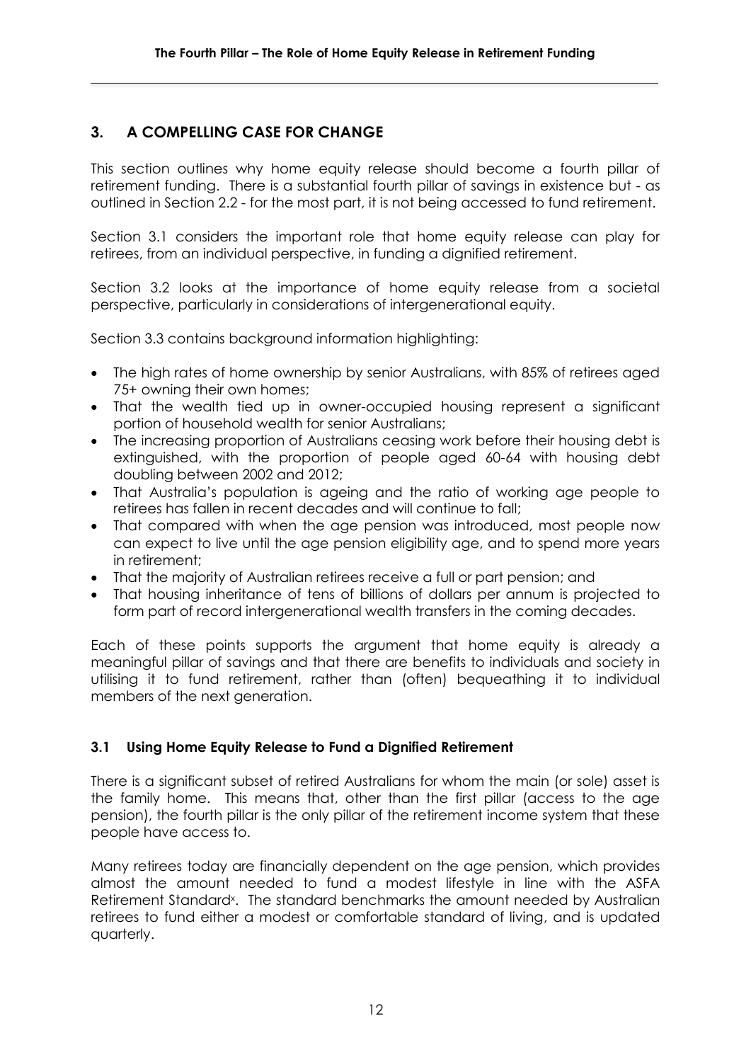## 3. A COMPELLING CASE FOR CHANGE

This section outlines why home equity release should become a fourth pillar of retirement funding. There is a substantial fourth pillar of savings in existence but - as outlined in Section 2.2 - for the most part, it is not being accessed to fund retirement.

Section 3.1 considers the important role that home equity release can play for retirees, from an individual perspective, in funding a dignified retirement.

Section 3.2 looks at the importance of home equity release from a societal perspective, particularly in considerations of intergenerational equity.

Section 3.3 contains background information highlighting:

- The high rates of home ownership by senior Australians, with 85% of retirees aged 75+ owning their own homes;
- That the wealth tied up in owner-occupied housing represent a significant portion of household wealth for senior Australians;
- The increasing proportion of Australians ceasing work before their housing debt is extinguished, with the proportion of people aged 60-64 with housing debt doubling between 2002 and 2012;
- That Australia's population is ageing and the ratio of working age people to retirees has fallen in recent decades and will continue to fall;
- That compared with when the age pension was introduced, most people now can expect to live until the age pension eligibility age, and to spend more years in retirement;
- That the majority of Australian retirees receive a full or part pension; and
- That housing inheritance of tens of billions of dollars per annum is projected to form part of record intergenerational wealth transfers in the coming decades.

Each of these points supports the argument that home equity is already a meaningful pillar of savings and that there are benefits to individuals and society in utilising it to fund retirement, rather than (often) bequeathing it to individual members of the next generation.

### 3.1 Using Home Equity Release to Fund a Dignified Retirement

There is a significant subset of retired Australians for whom the main (or sole) asset is the family home. This means that, other than the first pillar (access to the age pension), the fourth pillar is the only pillar of the retirement income system that these people have access to.

Many retirees today are financially dependent on the age pension, which provides almost the amount needed to fund a modest lifestyle in line with the ASFA Retirement Standard[x]. The standard benchmarks the amount needed by Australian retirees to fund either a modest or comfortable standard of living, and is updated quarterly.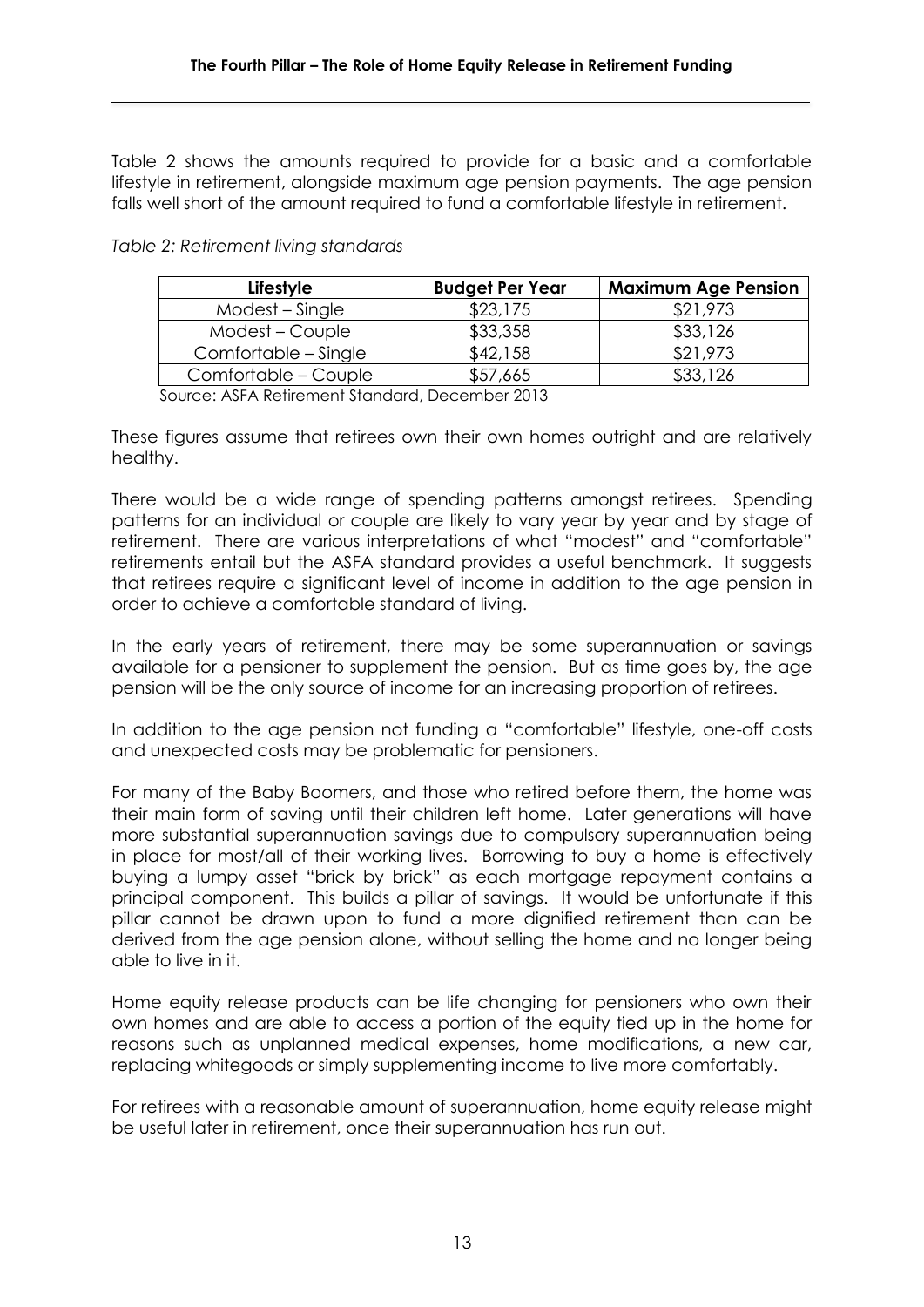Table 2 shows the amounts required to provide for a basic and a comfortable lifestyle in retirement, alongside maximum age pension payments. The age pension falls well short of the amount required to fund a comfortable lifestyle in retirement.

*Table 2: Retirement living standards*

| Lifestyle | Budget Per Year | Maximum Age Pension |
|---|---|---|
| Modest – Single | $23,175 | $21,973 |
| Modest – Couple | $33,358 | $33,126 |
| Comfortable – Single | $42,158 | $21,973 |
| Comfortable – Couple | $57,665 | $33,126 |

Source: ASFA Retirement Standard, December 2013

These figures assume that retirees own their own homes outright and are relatively healthy.

There would be a wide range of spending patterns amongst retirees. Spending patterns for an individual or couple are likely to vary year by year and by stage of retirement. There are various interpretations of what "modest" and "comfortable" retirements entail but the ASFA standard provides a useful benchmark. It suggests that retirees require a significant level of income in addition to the age pension in order to achieve a comfortable standard of living.

In the early years of retirement, there may be some superannuation or savings available for a pensioner to supplement the pension. But as time goes by, the age pension will be the only source of income for an increasing proportion of retirees.

In addition to the age pension not funding a "comfortable" lifestyle, one-off costs and unexpected costs may be problematic for pensioners.

For many of the Baby Boomers, and those who retired before them, the home was their main form of saving until their children left home. Later generations will have more substantial superannuation savings due to compulsory superannuation being in place for most/all of their working lives. Borrowing to buy a home is effectively buying a lumpy asset "brick by brick" as each mortgage repayment contains a principal component. This builds a pillar of savings. It would be unfortunate if this pillar cannot be drawn upon to fund a more dignified retirement than can be derived from the age pension alone, without selling the home and no longer being able to live in it.

Home equity release products can be life changing for pensioners who own their own homes and are able to access a portion of the equity tied up in the home for reasons such as unplanned medical expenses, home modifications, a new car, replacing whitegoods or simply supplementing income to live more comfortably.

For retirees with a reasonable amount of superannuation, home equity release might be useful later in retirement, once their superannuation has run out.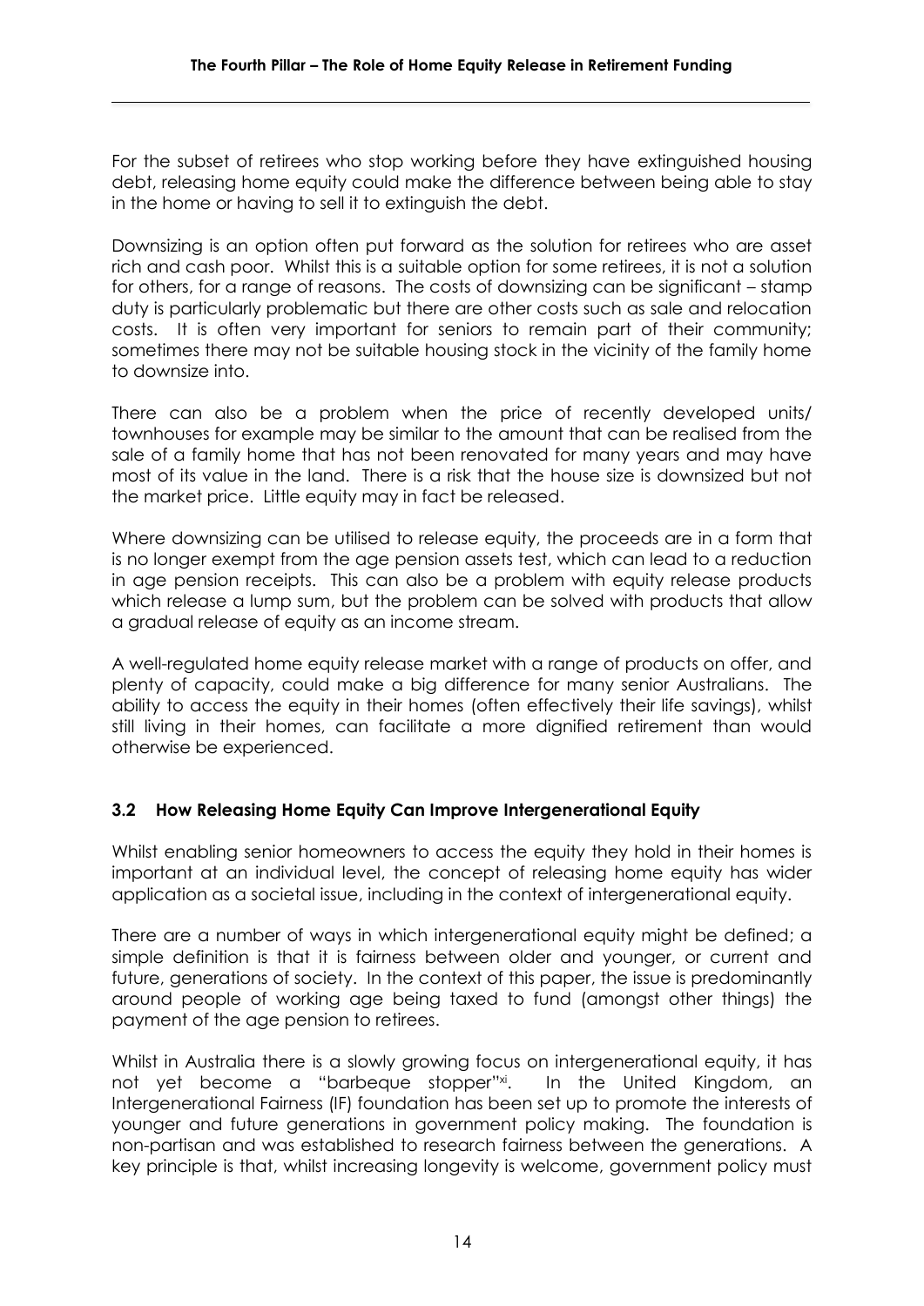For the subset of retirees who stop working before they have extinguished housing debt, releasing home equity could make the difference between being able to stay in the home or having to sell it to extinguish the debt.

Downsizing is an option often put forward as the solution for retirees who are asset rich and cash poor. Whilst this is a suitable option for some retirees, it is not a solution for others, for a range of reasons. The costs of downsizing can be significant – stamp duty is particularly problematic but there are other costs such as sale and relocation costs. It is often very important for seniors to remain part of their community; sometimes there may not be suitable housing stock in the vicinity of the family home to downsize into.

There can also be a problem when the price of recently developed units/ townhouses for example may be similar to the amount that can be realised from the sale of a family home that has not been renovated for many years and may have most of its value in the land. There is a risk that the house size is downsized but not the market price. Little equity may in fact be released.

Where downsizing can be utilised to release equity, the proceeds are in a form that is no longer exempt from the age pension assets test, which can lead to a reduction in age pension receipts. This can also be a problem with equity release products which release a lump sum, but the problem can be solved with products that allow a gradual release of equity as an income stream.

A well-regulated home equity release market with a range of products on offer, and plenty of capacity, could make a big difference for many senior Australians. The ability to access the equity in their homes (often effectively their life savings), whilst still living in their homes, can facilitate a more dignified retirement than would otherwise be experienced.

### 3.2 How Releasing Home Equity Can Improve Intergenerational Equity

Whilst enabling senior homeowners to access the equity they hold in their homes is important at an individual level, the concept of releasing home equity has wider application as a societal issue, including in the context of intergenerational equity.

There are a number of ways in which intergenerational equity might be defined; a simple definition is that it is fairness between older and younger, or current and future, generations of society. In the context of this paper, the issue is predominantly around people of working age being taxed to fund (amongst other things) the payment of the age pension to retirees.

Whilst in Australia there is a slowly growing focus on intergenerational equity, it has not yet become a "barbeque stopper"[xi]. In the United Kingdom, an Intergenerational Fairness (IF) foundation has been set up to promote the interests of younger and future generations in government policy making. The foundation is non-partisan and was established to research fairness between the generations. A key principle is that, whilst increasing longevity is welcome, government policy must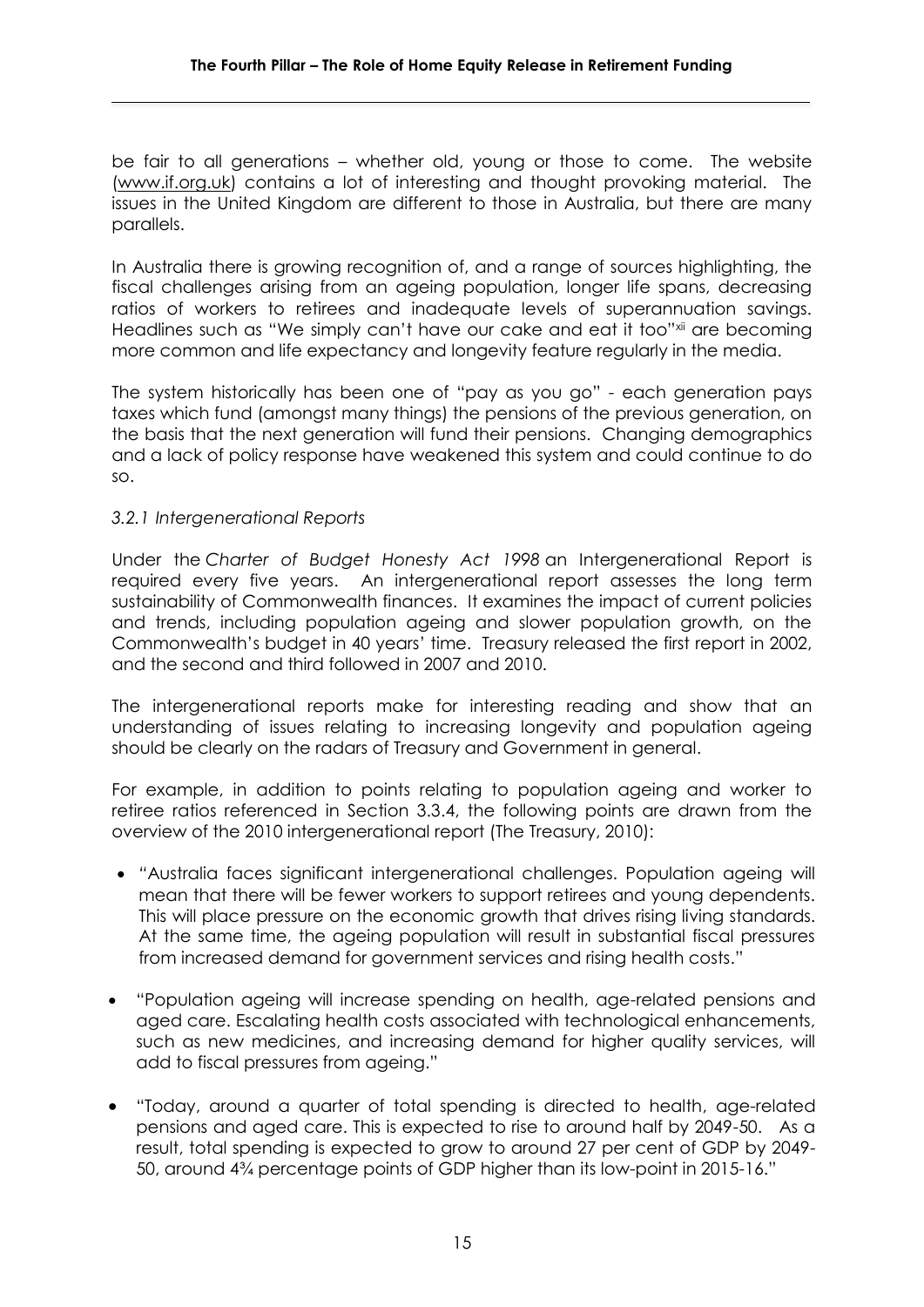be fair to all generations – whether old, young or those to come. The website (www.if.org.uk) contains a lot of interesting and thought provoking material. The issues in the United Kingdom are different to those in Australia, but there are many parallels.

In Australia there is growing recognition of, and a range of sources highlighting, the fiscal challenges arising from an ageing population, longer life spans, decreasing ratios of workers to retirees and inadequate levels of superannuation savings. Headlines such as "We simply can't have our cake and eat it too"[xii] are becoming more common and life expectancy and longevity feature regularly in the media.

The system historically has been one of "pay as you go" - each generation pays taxes which fund (amongst many things) the pensions of the previous generation, on the basis that the next generation will fund their pensions. Changing demographics and a lack of policy response have weakened this system and could continue to do so.

### *3.2.1 Intergenerational Reports*

Under the *Charter of Budget Honesty Act 1998* an Intergenerational Report is required every five years. An intergenerational report assesses the long term sustainability of Commonwealth finances. It examines the impact of current policies and trends, including population ageing and slower population growth, on the Commonwealth's budget in 40 years' time. Treasury released the first report in 2002, and the second and third followed in 2007 and 2010.

The intergenerational reports make for interesting reading and show that an understanding of issues relating to increasing longevity and population ageing should be clearly on the radars of Treasury and Government in general.

For example, in addition to points relating to population ageing and worker to retiree ratios referenced in Section 3.3.4, the following points are drawn from the overview of the 2010 intergenerational report (The Treasury, 2010):

- "Australia faces significant intergenerational challenges. Population ageing will mean that there will be fewer workers to support retirees and young dependents. This will place pressure on the economic growth that drives rising living standards. At the same time, the ageing population will result in substantial fiscal pressures from increased demand for government services and rising health costs."
- "Population ageing will increase spending on health, age-related pensions and aged care. Escalating health costs associated with technological enhancements, such as new medicines, and increasing demand for higher quality services, will add to fiscal pressures from ageing."
- "Today, around a quarter of total spending is directed to health, age-related pensions and aged care. This is expected to rise to around half by 2049-50. As a result, total spending is expected to grow to around 27 per cent of GDP by 2049-50, around 4¾ percentage points of GDP higher than its low-point in 2015-16."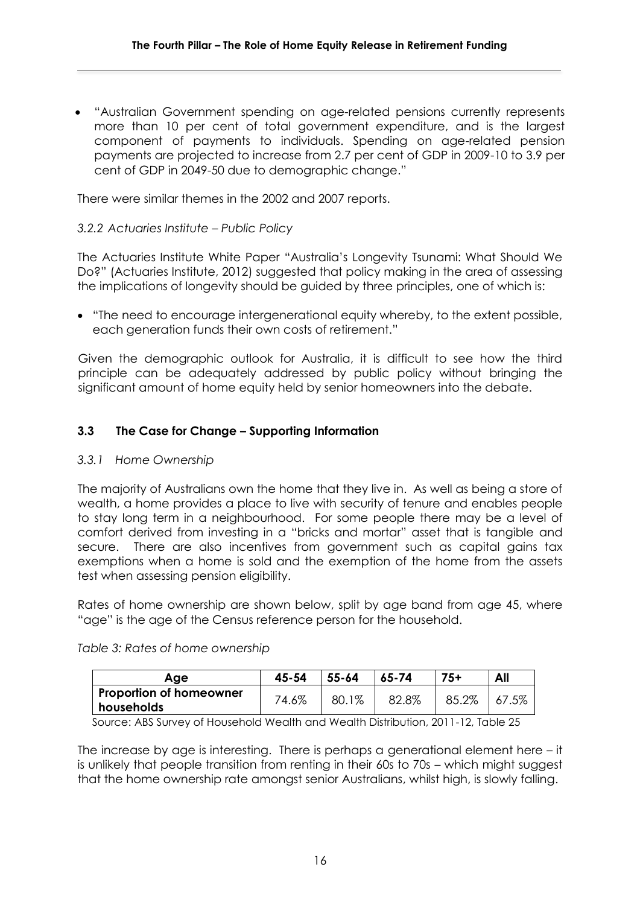- "Australian Government spending on age-related pensions currently represents more than 10 per cent of total government expenditure, and is the largest component of payments to individuals. Spending on age-related pension payments are projected to increase from 2.7 per cent of GDP in 2009-10 to 3.9 per cent of GDP in 2049-50 due to demographic change."

There were similar themes in the 2002 and 2007 reports.

*3.2.2 Actuaries Institute – Public Policy*

The Actuaries Institute White Paper "Australia's Longevity Tsunami: What Should We Do?" (Actuaries Institute, 2012) suggested that policy making in the area of assessing the implications of longevity should be guided by three principles, one of which is:

- "The need to encourage intergenerational equity whereby, to the extent possible, each generation funds their own costs of retirement."

Given the demographic outlook for Australia, it is difficult to see how the third principle can be adequately addressed by public policy without bringing the significant amount of home equity held by senior homeowners into the debate.

### 3.3 The Case for Change – Supporting Information

*3.3.1 Home Ownership*

The majority of Australians own the home that they live in. As well as being a store of wealth, a home provides a place to live with security of tenure and enables people to stay long term in a neighbourhood. For some people there may be a level of comfort derived from investing in a "bricks and mortar" asset that is tangible and secure. There are also incentives from government such as capital gains tax exemptions when a home is sold and the exemption of the home from the assets test when assessing pension eligibility.

Rates of home ownership are shown below, split by age band from age 45, where "age" is the age of the Census reference person for the household.

*Table 3: Rates of home ownership*

| Age | 45-54 | 55-64 | 65-74 | 75+ | All |
|---|---|---|---|---|---|
| **Proportion of homeowner households** | 74.6% | 80.1% | 82.8% | 85.2% | 67.5% |

Source: ABS Survey of Household Wealth and Wealth Distribution, 2011-12, Table 25

The increase by age is interesting. There is perhaps a generational element here – it is unlikely that people transition from renting in their 60s to 70s – which might suggest that the home ownership rate amongst senior Australians, whilst high, is slowly falling.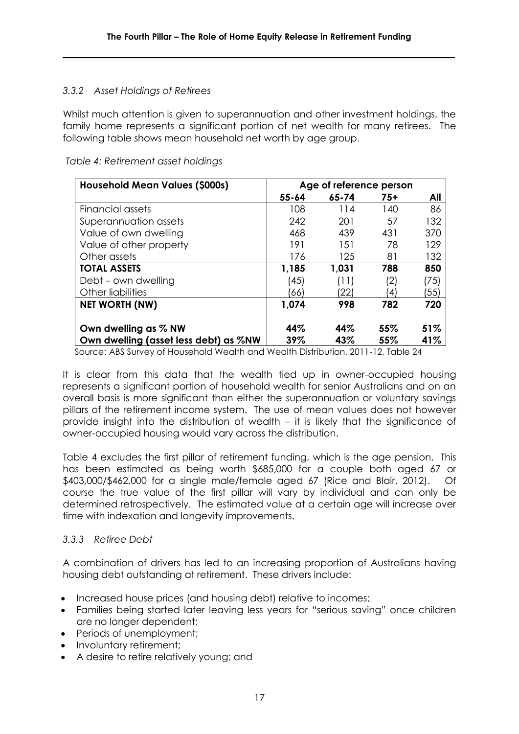### *3.3.2 Asset Holdings of Retirees*

Whilst much attention is given to superannuation and other investment holdings, the family home represents a significant portion of net wealth for many retirees. The following table shows mean household net worth by age group.

*Table 4: Retirement asset holdings*

| Household Mean Values ($000s) | Age of reference person | | | |
|---|---|---|---|---|
| | 55-64 | 65-74 | 75+ | All |
| Financial assets | 108 | 114 | 140 | 86 |
| Superannuation assets | 242 | 201 | 57 | 132 |
| Value of own dwelling | 468 | 439 | 431 | 370 |
| Value of other property | 191 | 151 | 78 | 129 |
| Other assets | 176 | 125 | 81 | 132 |
| **TOTAL ASSETS** | **1,185** | **1,031** | **788** | **850** |
| Debt – own dwelling | (45) | (11) | (2) | (75) |
| Other liabilities | (66) | (22) | (4) | (55) |
| **NET WORTH (NW)** | **1,074** | **998** | **782** | **720** |
| | | | | |
| **Own dwelling as % NW** | **44%** | **44%** | **55%** | **51%** |
| **Own dwelling (asset less debt) as %NW** | **39%** | **43%** | **55%** | **41%** |

Source: ABS Survey of Household Wealth and Wealth Distribution, 2011-12, Table 24

It is clear from this data that the wealth tied up in owner-occupied housing represents a significant portion of household wealth for senior Australians and on an overall basis is more significant than either the superannuation or voluntary savings pillars of the retirement income system. The use of mean values does not however provide insight into the distribution of wealth – it is likely that the significance of owner-occupied housing would vary across the distribution.

Table 4 excludes the first pillar of retirement funding, which is the age pension. This has been estimated as being worth $685,000 for a couple both aged 67 or $403,000/$462,000 for a single male/female aged 67 (Rice and Blair, 2012). Of course the true value of the first pillar will vary by individual and can only be determined retrospectively. The estimated value at a certain age will increase over time with indexation and longevity improvements.

### *3.3.3 Retiree Debt*

A combination of drivers has led to an increasing proportion of Australians having housing debt outstanding at retirement. These drivers include:

- Increased house prices (and housing debt) relative to incomes;
- Families being started later leaving less years for "serious saving" once children are no longer dependent;
- Periods of unemployment;
- Involuntary retirement;
- A desire to retire relatively young; and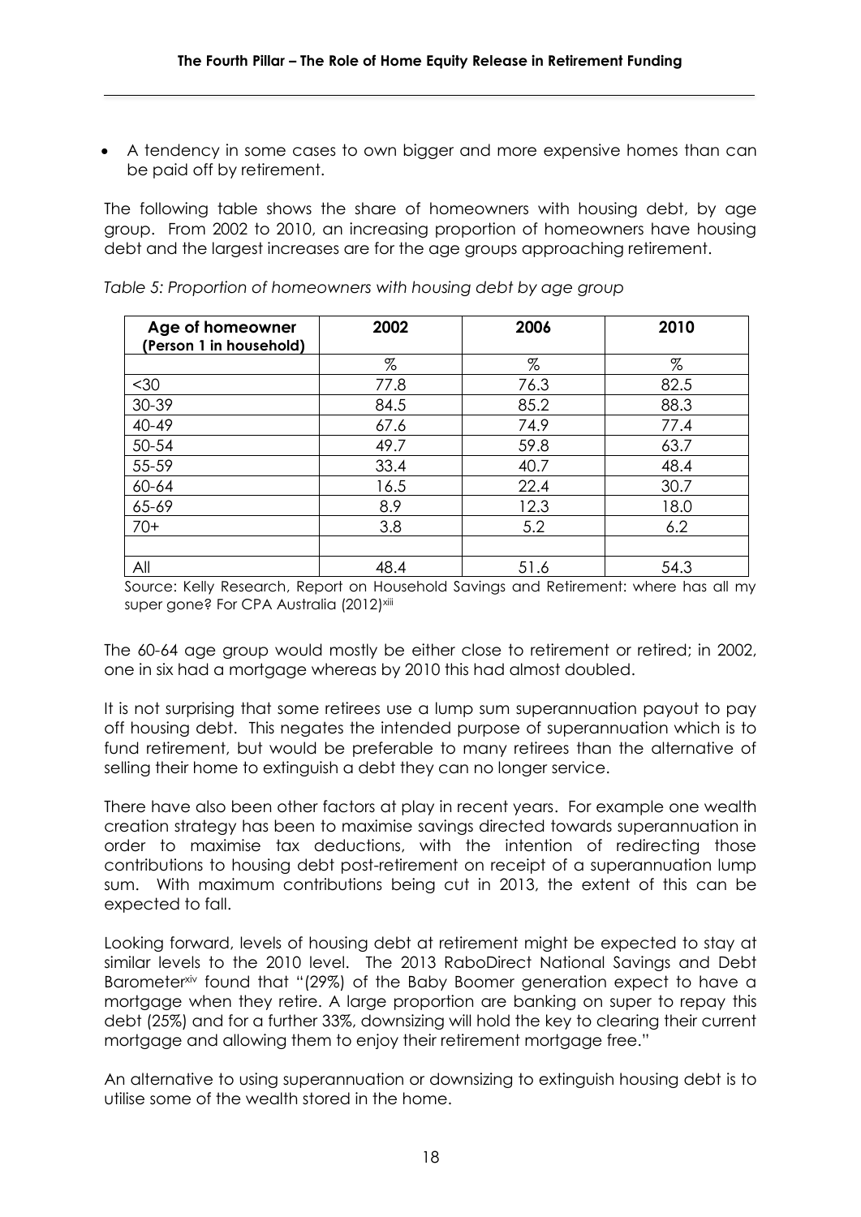- A tendency in some cases to own bigger and more expensive homes than can be paid off by retirement.

The following table shows the share of homeowners with housing debt, by age group. From 2002 to 2010, an increasing proportion of homeowners have housing debt and the largest increases are for the age groups approaching retirement.

*Table 5: Proportion of homeowners with housing debt by age group*

| Age of homeowner (Person 1 in household) | 2002 | 2006 | 2010 |
|---|---|---|---|
| | % | % | % |
| <30 | 77.8 | 76.3 | 82.5 |
| 30-39 | 84.5 | 85.2 | 88.3 |
| 40-49 | 67.6 | 74.9 | 77.4 |
| 50-54 | 49.7 | 59.8 | 63.7 |
| 55-59 | 33.4 | 40.7 | 48.4 |
| 60-64 | 16.5 | 22.4 | 30.7 |
| 65-69 | 8.9 | 12.3 | 18.0 |
| 70+ | 3.8 | 5.2 | 6.2 |
| | | | |
| All | 48.4 | 51.6 | 54.3 |

Source: Kelly Research, Report on Household Savings and Retirement: where has all my super gone? For CPA Australia (2012)[xiii]

The 60-64 age group would mostly be either close to retirement or retired; in 2002, one in six had a mortgage whereas by 2010 this had almost doubled.

It is not surprising that some retirees use a lump sum superannuation payout to pay off housing debt. This negates the intended purpose of superannuation which is to fund retirement, but would be preferable to many retirees than the alternative of selling their home to extinguish a debt they can no longer service.

There have also been other factors at play in recent years. For example one wealth creation strategy has been to maximise savings directed towards superannuation in order to maximise tax deductions, with the intention of redirecting those contributions to housing debt post-retirement on receipt of a superannuation lump sum. With maximum contributions being cut in 2013, the extent of this can be expected to fall.

Looking forward, levels of housing debt at retirement might be expected to stay at similar levels to the 2010 level. The 2013 RaboDirect National Savings and Debt Barometer[xiv] found that "(29%) of the Baby Boomer generation expect to have a mortgage when they retire. A large proportion are banking on super to repay this debt (25%) and for a further 33%, downsizing will hold the key to clearing their current mortgage and allowing them to enjoy their retirement mortgage free."

An alternative to using superannuation or downsizing to extinguish housing debt is to utilise some of the wealth stored in the home.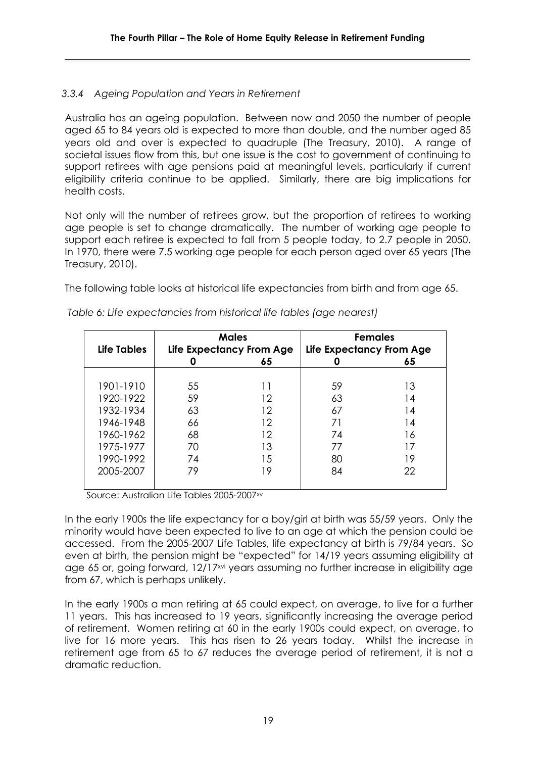### *3.3.4 Ageing Population and Years in Retirement*

Australia has an ageing population. Between now and 2050 the number of people aged 65 to 84 years old is expected to more than double, and the number aged 85 years old and over is expected to quadruple (The Treasury, 2010). A range of societal issues flow from this, but one issue is the cost to government of continuing to support retirees with age pensions paid at meaningful levels, particularly if current eligibility criteria continue to be applied. Similarly, there are big implications for health costs.

Not only will the number of retirees grow, but the proportion of retirees to working age people is set to change dramatically. The number of working age people to support each retiree is expected to fall from 5 people today, to 2.7 people in 2050. In 1970, there were 7.5 working age people for each person aged over 65 years (The Treasury, 2010).

The following table looks at historical life expectancies from birth and from age 65.

*Table 6: Life expectancies from historical life tables (age nearest)*

| Life Tables | Males Life Expectancy From Age | | Females Life Expectancy From Age | |
|---|---|---|---|---|
| | 0 | 65 | 0 | 65 |
| 1901-1910 | 55 | 11 | 59 | 13 |
| 1920-1922 | 59 | 12 | 63 | 14 |
| 1932-1934 | 63 | 12 | 67 | 14 |
| 1946-1948 | 66 | 12 | 71 | 14 |
| 1960-1962 | 68 | 12 | 74 | 16 |
| 1975-1977 | 70 | 13 | 77 | 17 |
| 1990-1992 | 74 | 15 | 80 | 19 |
| 2005-2007 | 79 | 19 | 84 | 22 |

Source: Australian Life Tables 2005-2007[xv]

In the early 1900s the life expectancy for a boy/girl at birth was 55/59 years. Only the minority would have been expected to live to an age at which the pension could be accessed. From the 2005-2007 Life Tables, life expectancy at birth is 79/84 years. So even at birth, the pension might be "expected" for 14/19 years assuming eligibility at age 65 or, going forward, 12/17[xvi] years assuming no further increase in eligibility age from 67, which is perhaps unlikely.

In the early 1900s a man retiring at 65 could expect, on average, to live for a further 11 years. This has increased to 19 years, significantly increasing the average period of retirement. Women retiring at 60 in the early 1900s could expect, on average, to live for 16 more years. This has risen to 26 years today. Whilst the increase in retirement age from 65 to 67 reduces the average period of retirement, it is not a dramatic reduction.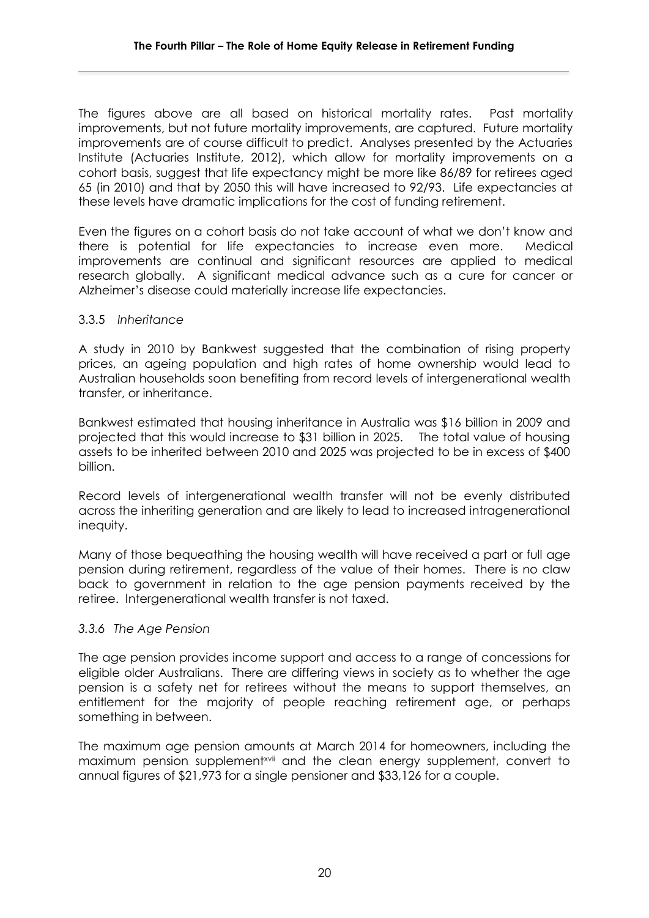The figures above are all based on historical mortality rates. Past mortality improvements, but not future mortality improvements, are captured. Future mortality improvements are of course difficult to predict. Analyses presented by the Actuaries Institute (Actuaries Institute, 2012), which allow for mortality improvements on a cohort basis, suggest that life expectancy might be more like 86/89 for retirees aged 65 (in 2010) and that by 2050 this will have increased to 92/93. Life expectancies at these levels have dramatic implications for the cost of funding retirement.

Even the figures on a cohort basis do not take account of what we don't know and there is potential for life expectancies to increase even more. Medical improvements are continual and significant resources are applied to medical research globally. A significant medical advance such as a cure for cancer or Alzheimer's disease could materially increase life expectancies.

#### 3.3.5 *Inheritance*

A study in 2010 by Bankwest suggested that the combination of rising property prices, an ageing population and high rates of home ownership would lead to Australian households soon benefiting from record levels of intergenerational wealth transfer, or inheritance.

Bankwest estimated that housing inheritance in Australia was $16 billion in 2009 and projected that this would increase to $31 billion in 2025. The total value of housing assets to be inherited between 2010 and 2025 was projected to be in excess of $400 billion.

Record levels of intergenerational wealth transfer will not be evenly distributed across the inheriting generation and are likely to lead to increased intragenerational inequity.

Many of those bequeathing the housing wealth will have received a part or full age pension during retirement, regardless of the value of their homes. There is no claw back to government in relation to the age pension payments received by the retiree. Intergenerational wealth transfer is not taxed.

#### *3.3.6 The Age Pension*

The age pension provides income support and access to a range of concessions for eligible older Australians. There are differing views in society as to whether the age pension is a safety net for retirees without the means to support themselves, an entitlement for the majority of people reaching retirement age, or perhaps something in between.

The maximum age pension amounts at March 2014 for homeowners, including the maximum pension supplement[xvii] and the clean energy supplement, convert to annual figures of $21,973 for a single pensioner and $33,126 for a couple.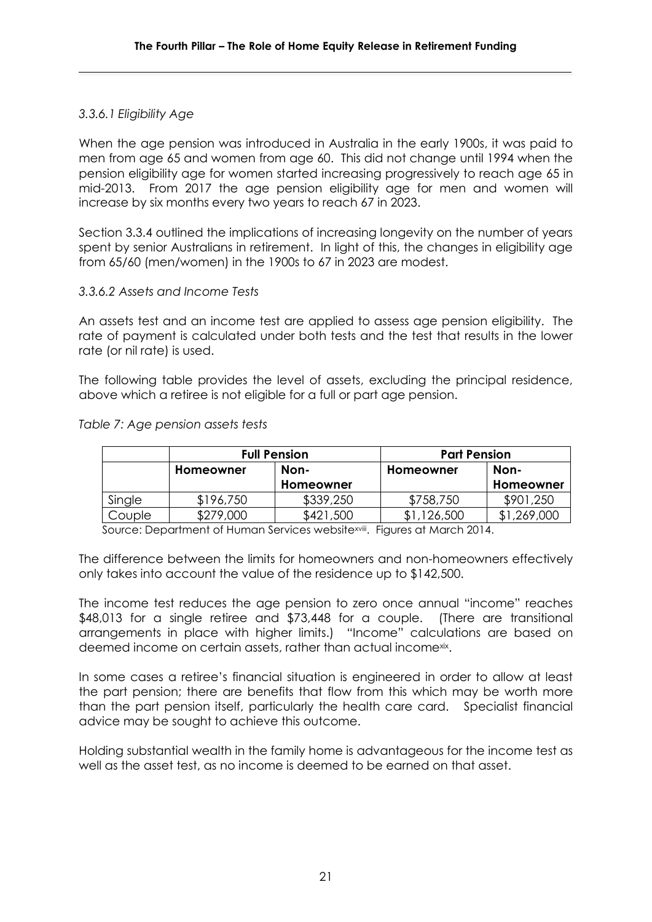#### *3.3.6.1 Eligibility Age*

When the age pension was introduced in Australia in the early 1900s, it was paid to men from age 65 and women from age 60. This did not change until 1994 when the pension eligibility age for women started increasing progressively to reach age 65 in mid-2013. From 2017 the age pension eligibility age for men and women will increase by six months every two years to reach 67 in 2023.

Section 3.3.4 outlined the implications of increasing longevity on the number of years spent by senior Australians in retirement. In light of this, the changes in eligibility age from 65/60 (men/women) in the 1900s to 67 in 2023 are modest.

#### *3.3.6.2 Assets and Income Tests*

An assets test and an income test are applied to assess age pension eligibility. The rate of payment is calculated under both tests and the test that results in the lower rate (or nil rate) is used.

The following table provides the level of assets, excluding the principal residence, above which a retiree is not eligible for a full or part age pension.

*Table 7: Age pension assets tests*

| | **Full Pension** | | **Part Pension** | |
|---|---|---|---|---|
| | **Homeowner** | **Non-Homeowner** | **Homeowner** | **Non-Homeowner** |
| Single | $196,750 | $339,250 | $758,750 | $901,250 |
| Couple | $279,000 | $421,500 | $1,126,500 | $1,269,000 |

Source: Department of Human Services website[xviii]. Figures at March 2014.

The difference between the limits for homeowners and non-homeowners effectively only takes into account the value of the residence up to $142,500.

The income test reduces the age pension to zero once annual "income" reaches $48,013 for a single retiree and $73,448 for a couple. (There are transitional arrangements in place with higher limits.) "Income" calculations are based on deemed income on certain assets, rather than actual income[xix].

In some cases a retiree's financial situation is engineered in order to allow at least the part pension; there are benefits that flow from this which may be worth more than the part pension itself, particularly the health care card. Specialist financial advice may be sought to achieve this outcome.

Holding substantial wealth in the family home is advantageous for the income test as well as the asset test, as no income is deemed to be earned on that asset.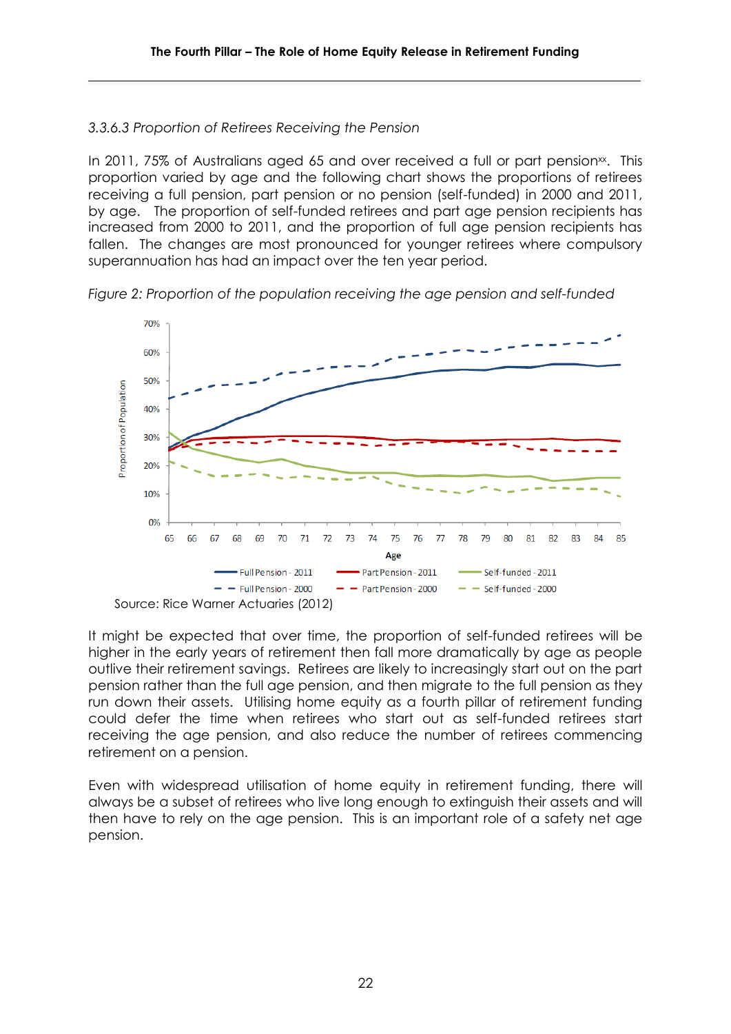*3.3.6.3 Proportion of Retirees Receiving the Pension*

In 2011, 75% of Australians aged 65 and over received a full or part pension[xx]. This proportion varied by age and the following chart shows the proportions of retirees receiving a full pension, part pension or no pension (self-funded) in 2000 and 2011, by age. The proportion of self-funded retirees and part age pension recipients has increased from 2000 to 2011, and the proportion of full age pension recipients has fallen. The changes are most pronounced for younger retirees where compulsory superannuation has had an impact over the ten year period.

*Figure 2: Proportion of the population receiving the age pension and self-funded*

Source: Rice Warner Actuaries (2012)

It might be expected that over time, the proportion of self-funded retirees will be higher in the early years of retirement then fall more dramatically by age as people outlive their retirement savings. Retirees are likely to increasingly start out on the part pension rather than the full age pension, and then migrate to the full pension as they run down their assets. Utilising home equity as a fourth pillar of retirement funding could defer the time when retirees who start out as self-funded retirees start receiving the age pension, and also reduce the number of retirees commencing retirement on a pension.

Even with widespread utilisation of home equity in retirement funding, there will always be a subset of retirees who live long enough to extinguish their assets and will then have to rely on the age pension. This is an important role of a safety net age pension.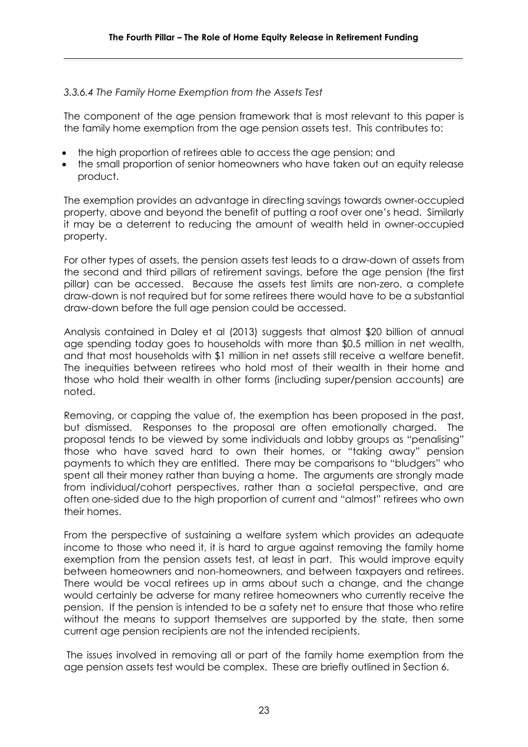#### *3.3.6.4 The Family Home Exemption from the Assets Test*

The component of the age pension framework that is most relevant to this paper is the family home exemption from the age pension assets test. This contributes to:

- the high proportion of retirees able to access the age pension; and
- the small proportion of senior homeowners who have taken out an equity release product.

The exemption provides an advantage in directing savings towards owner-occupied property, above and beyond the benefit of putting a roof over one's head. Similarly it may be a deterrent to reducing the amount of wealth held in owner-occupied property.

For other types of assets, the pension assets test leads to a draw-down of assets from the second and third pillars of retirement savings, before the age pension (the first pillar) can be accessed. Because the assets test limits are non-zero, a complete draw-down is not required but for some retirees there would have to be a substantial draw-down before the full age pension could be accessed.

Analysis contained in Daley et al (2013) suggests that almost $20 billion of annual age spending today goes to households with more than $0.5 million in net wealth, and that most households with $1 million in net assets still receive a welfare benefit. The inequities between retirees who hold most of their wealth in their home and those who hold their wealth in other forms (including super/pension accounts) are noted.

Removing, or capping the value of, the exemption has been proposed in the past, but dismissed. Responses to the proposal are often emotionally charged. The proposal tends to be viewed by some individuals and lobby groups as "penalising" those who have saved hard to own their homes, or "taking away" pension payments to which they are entitled. There may be comparisons to "bludgers" who spent all their money rather than buying a home. The arguments are strongly made from individual/cohort perspectives, rather than a societal perspective, and are often one-sided due to the high proportion of current and "almost" retirees who own their homes.

From the perspective of sustaining a welfare system which provides an adequate income to those who need it, it is hard to argue against removing the family home exemption from the pension assets test, at least in part. This would improve equity between homeowners and non-homeowners, and between taxpayers and retirees. There would be vocal retirees up in arms about such a change, and the change would certainly be adverse for many retiree homeowners who currently receive the pension. If the pension is intended to be a safety net to ensure that those who retire without the means to support themselves are supported by the state, then some current age pension recipients are not the intended recipients.

The issues involved in removing all or part of the family home exemption from the age pension assets test would be complex. These are briefly outlined in Section 6.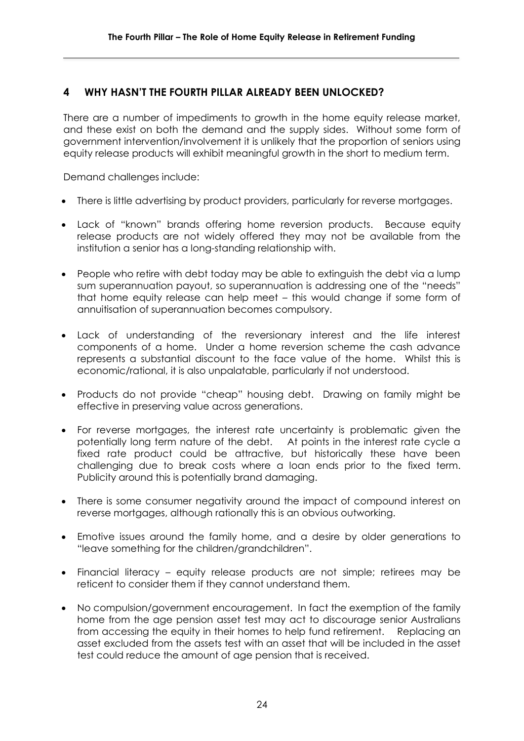## 4 WHY HASN'T THE FOURTH PILLAR ALREADY BEEN UNLOCKED?

There are a number of impediments to growth in the home equity release market, and these exist on both the demand and the supply sides. Without some form of government intervention/involvement it is unlikely that the proportion of seniors using equity release products will exhibit meaningful growth in the short to medium term.

Demand challenges include:

- There is little advertising by product providers, particularly for reverse mortgages.
- Lack of "known" brands offering home reversion products. Because equity release products are not widely offered they may not be available from the institution a senior has a long-standing relationship with.
- People who retire with debt today may be able to extinguish the debt via a lump sum superannuation payout, so superannuation is addressing one of the "needs" that home equity release can help meet – this would change if some form of annuitisation of superannuation becomes compulsory.
- Lack of understanding of the reversionary interest and the life interest components of a home. Under a home reversion scheme the cash advance represents a substantial discount to the face value of the home. Whilst this is economic/rational, it is also unpalatable, particularly if not understood.
- Products do not provide "cheap" housing debt. Drawing on family might be effective in preserving value across generations.
- For reverse mortgages, the interest rate uncertainty is problematic given the potentially long term nature of the debt. At points in the interest rate cycle a fixed rate product could be attractive, but historically these have been challenging due to break costs where a loan ends prior to the fixed term. Publicity around this is potentially brand damaging.
- There is some consumer negativity around the impact of compound interest on reverse mortgages, although rationally this is an obvious outworking.
- Emotive issues around the family home, and a desire by older generations to "leave something for the children/grandchildren".
- Financial literacy – equity release products are not simple; retirees may be reticent to consider them if they cannot understand them.
- No compulsion/government encouragement. In fact the exemption of the family home from the age pension asset test may act to discourage senior Australians from accessing the equity in their homes to help fund retirement. Replacing an asset excluded from the assets test with an asset that will be included in the asset test could reduce the amount of age pension that is received.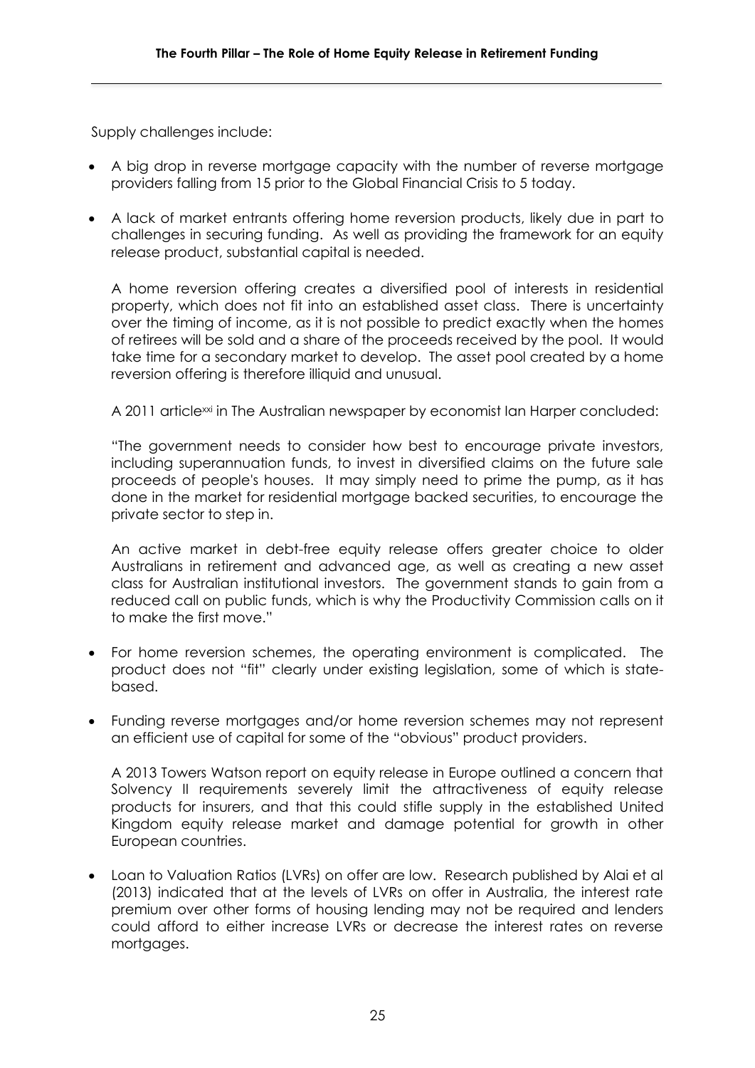Supply challenges include:

- A big drop in reverse mortgage capacity with the number of reverse mortgage providers falling from 15 prior to the Global Financial Crisis to 5 today.

- A lack of market entrants offering home reversion products, likely due in part to challenges in securing funding. As well as providing the framework for an equity release product, substantial capital is needed.

  A home reversion offering creates a diversified pool of interests in residential property, which does not fit into an established asset class. There is uncertainty over the timing of income, as it is not possible to predict exactly when the homes of retirees will be sold and a share of the proceeds received by the pool. It would take time for a secondary market to develop. The asset pool created by a home reversion offering is therefore illiquid and unusual.

  A 2011 article[xxi] in The Australian newspaper by economist Ian Harper concluded:

  "The government needs to consider how best to encourage private investors, including superannuation funds, to invest in diversified claims on the future sale proceeds of people's houses. It may simply need to prime the pump, as it has done in the market for residential mortgage backed securities, to encourage the private sector to step in.

  An active market in debt-free equity release offers greater choice to older Australians in retirement and advanced age, as well as creating a new asset class for Australian institutional investors. The government stands to gain from a reduced call on public funds, which is why the Productivity Commission calls on it to make the first move."

- For home reversion schemes, the operating environment is complicated. The product does not "fit" clearly under existing legislation, some of which is state-based.

- Funding reverse mortgages and/or home reversion schemes may not represent an efficient use of capital for some of the "obvious" product providers.

  A 2013 Towers Watson report on equity release in Europe outlined a concern that Solvency II requirements severely limit the attractiveness of equity release products for insurers, and that this could stifle supply in the established United Kingdom equity release market and damage potential for growth in other European countries.

- Loan to Valuation Ratios (LVRs) on offer are low. Research published by Alai et al (2013) indicated that at the levels of LVRs on offer in Australia, the interest rate premium over other forms of housing lending may not be required and lenders could afford to either increase LVRs or decrease the interest rates on reverse mortgages.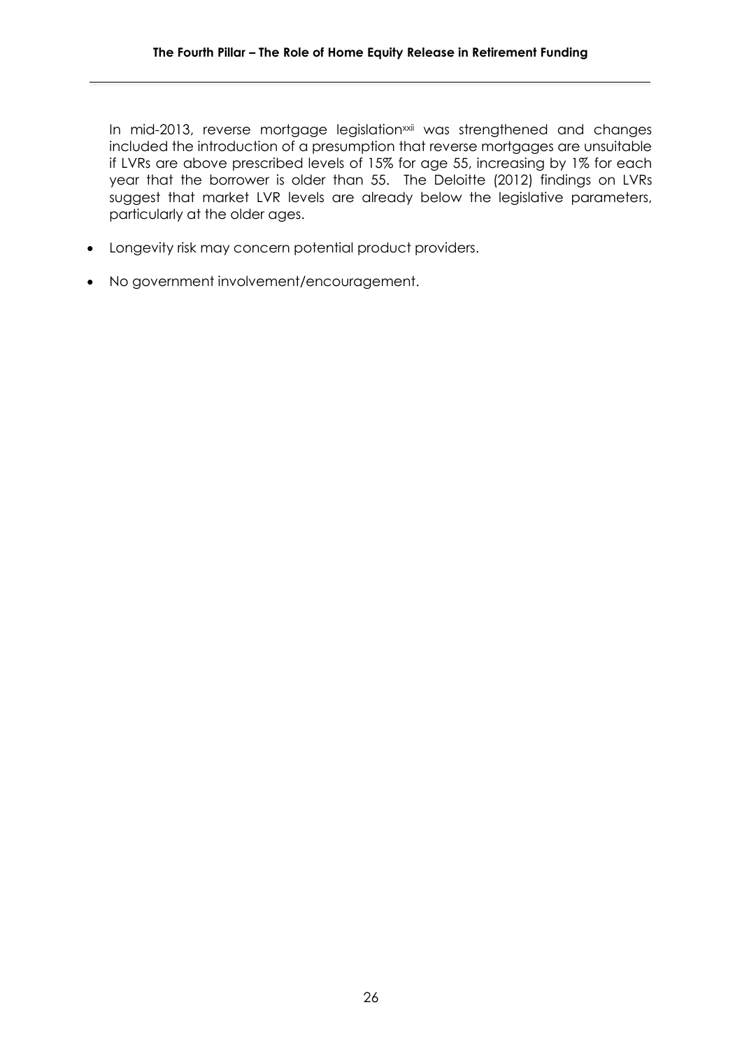In mid-2013, reverse mortgage legislation[xxii] was strengthened and changes included the introduction of a presumption that reverse mortgages are unsuitable if LVRs are above prescribed levels of 15% for age 55, increasing by 1% for each year that the borrower is older than 55. The Deloitte (2012) findings on LVRs suggest that market LVR levels are already below the legislative parameters, particularly at the older ages.

- Longevity risk may concern potential product providers.
- No government involvement/encouragement.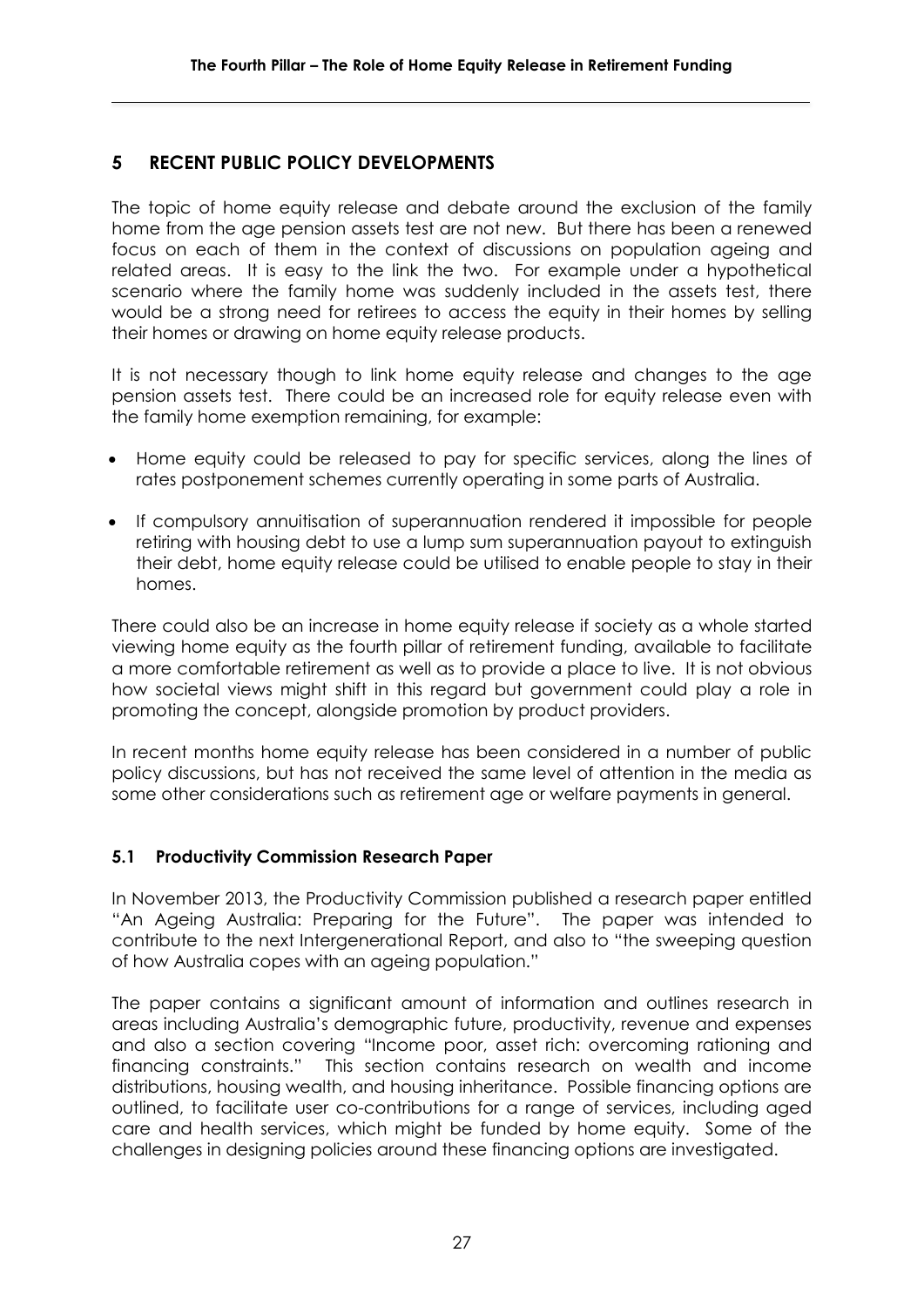## 5 RECENT PUBLIC POLICY DEVELOPMENTS

The topic of home equity release and debate around the exclusion of the family home from the age pension assets test are not new. But there has been a renewed focus on each of them in the context of discussions on population ageing and related areas. It is easy to the link the two. For example under a hypothetical scenario where the family home was suddenly included in the assets test, there would be a strong need for retirees to access the equity in their homes by selling their homes or drawing on home equity release products.

It is not necessary though to link home equity release and changes to the age pension assets test. There could be an increased role for equity release even with the family home exemption remaining, for example:

- Home equity could be released to pay for specific services, along the lines of rates postponement schemes currently operating in some parts of Australia.
- If compulsory annuitisation of superannuation rendered it impossible for people retiring with housing debt to use a lump sum superannuation payout to extinguish their debt, home equity release could be utilised to enable people to stay in their homes.

There could also be an increase in home equity release if society as a whole started viewing home equity as the fourth pillar of retirement funding, available to facilitate a more comfortable retirement as well as to provide a place to live. It is not obvious how societal views might shift in this regard but government could play a role in promoting the concept, alongside promotion by product providers.

In recent months home equity release has been considered in a number of public policy discussions, but has not received the same level of attention in the media as some other considerations such as retirement age or welfare payments in general.

### 5.1 Productivity Commission Research Paper

In November 2013, the Productivity Commission published a research paper entitled "An Ageing Australia: Preparing for the Future". The paper was intended to contribute to the next Intergenerational Report, and also to "the sweeping question of how Australia copes with an ageing population."

The paper contains a significant amount of information and outlines research in areas including Australia's demographic future, productivity, revenue and expenses and also a section covering "Income poor, asset rich: overcoming rationing and financing constraints." This section contains research on wealth and income distributions, housing wealth, and housing inheritance. Possible financing options are outlined, to facilitate user co-contributions for a range of services, including aged care and health services, which might be funded by home equity. Some of the challenges in designing policies around these financing options are investigated.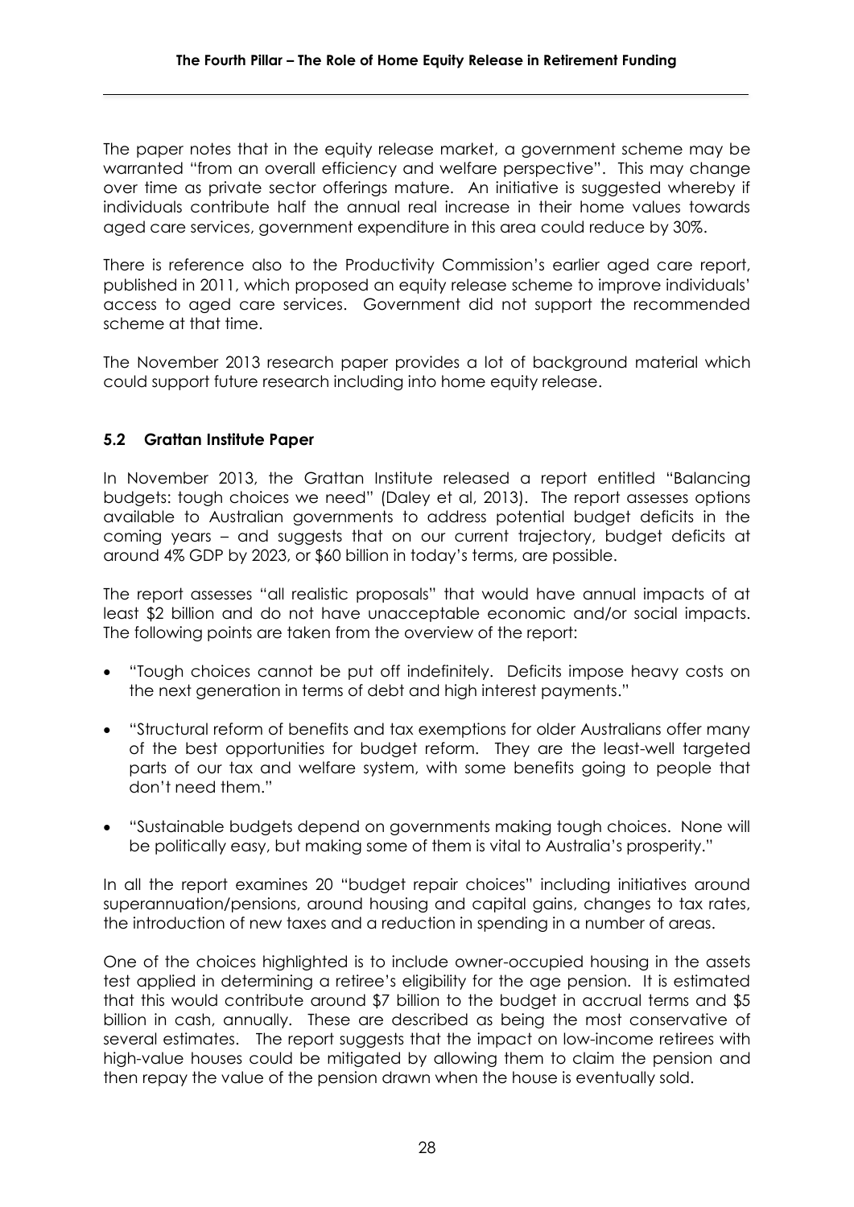The paper notes that in the equity release market, a government scheme may be warranted "from an overall efficiency and welfare perspective". This may change over time as private sector offerings mature. An initiative is suggested whereby if individuals contribute half the annual real increase in their home values towards aged care services, government expenditure in this area could reduce by 30%.

There is reference also to the Productivity Commission's earlier aged care report, published in 2011, which proposed an equity release scheme to improve individuals' access to aged care services. Government did not support the recommended scheme at that time.

The November 2013 research paper provides a lot of background material which could support future research including into home equity release.

### 5.2 Grattan Institute Paper

In November 2013, the Grattan Institute released a report entitled "Balancing budgets: tough choices we need" (Daley et al, 2013). The report assesses options available to Australian governments to address potential budget deficits in the coming years – and suggests that on our current trajectory, budget deficits at around 4% GDP by 2023, or $60 billion in today's terms, are possible.

The report assesses "all realistic proposals" that would have annual impacts of at least $2 billion and do not have unacceptable economic and/or social impacts. The following points are taken from the overview of the report:

- "Tough choices cannot be put off indefinitely. Deficits impose heavy costs on the next generation in terms of debt and high interest payments."
- "Structural reform of benefits and tax exemptions for older Australians offer many of the best opportunities for budget reform. They are the least-well targeted parts of our tax and welfare system, with some benefits going to people that don't need them."
- "Sustainable budgets depend on governments making tough choices. None will be politically easy, but making some of them is vital to Australia's prosperity."

In all the report examines 20 "budget repair choices" including initiatives around superannuation/pensions, around housing and capital gains, changes to tax rates, the introduction of new taxes and a reduction in spending in a number of areas.

One of the choices highlighted is to include owner-occupied housing in the assets test applied in determining a retiree's eligibility for the age pension. It is estimated that this would contribute around $7 billion to the budget in accrual terms and $5 billion in cash, annually. These are described as being the most conservative of several estimates. The report suggests that the impact on low-income retirees with high-value houses could be mitigated by allowing them to claim the pension and then repay the value of the pension drawn when the house is eventually sold.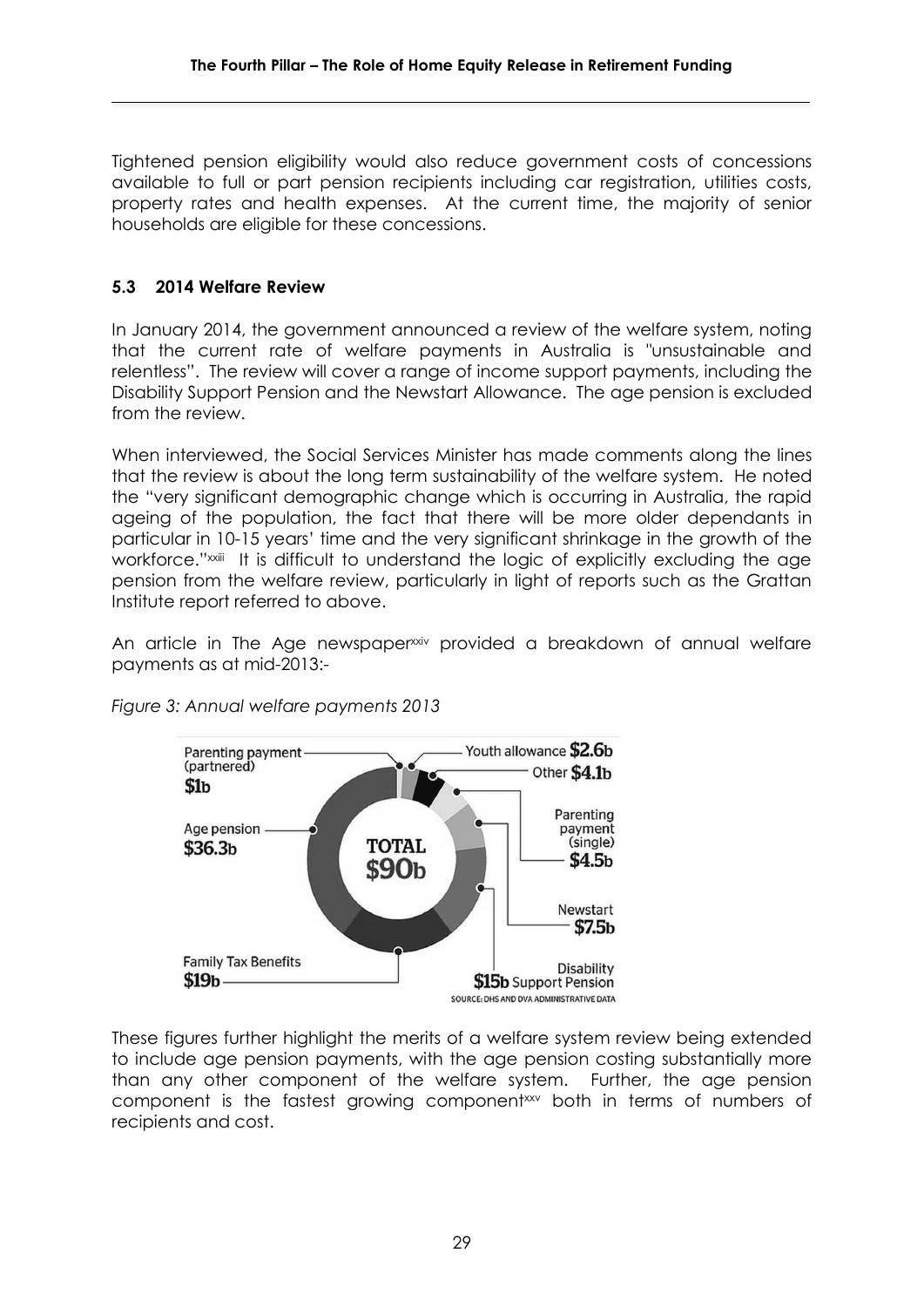Tightened pension eligibility would also reduce government costs of concessions available to full or part pension recipients including car registration, utilities costs, property rates and health expenses. At the current time, the majority of senior households are eligible for these concessions.

### 5.3 2014 Welfare Review

In January 2014, the government announced a review of the welfare system, noting that the current rate of welfare payments in Australia is "unsustainable and relentless". The review will cover a range of income support payments, including the Disability Support Pension and the Newstart Allowance. The age pension is excluded from the review.

When interviewed, the Social Services Minister has made comments along the lines that the review is about the long term sustainability of the welfare system. He noted the "very significant demographic change which is occurring in Australia, the rapid ageing of the population, the fact that there will be more older dependants in particular in 10-15 years' time and the very significant shrinkage in the growth of the workforce."[xxiii] It is difficult to understand the logic of explicitly excluding the age pension from the welfare review, particularly in light of reports such as the Grattan Institute report referred to above.

An article in The Age newspaper[xxiv] provided a breakdown of annual welfare payments as at mid-2013:-

*Figure 3: Annual welfare payments 2013*

| Component | Amount |
|---|---|
| Parenting payment (partnered) | $1b |
| Youth allowance | $2.6b |
| Other | $4.1b |
| Parenting payment (single) | $4.5b |
| Newstart | $7.5b |
| Disability Support Pension | $15b |
| Family Tax Benefits | $19b |
| Age pension | $36.3b |
| TOTAL | $90b |

SOURCE: DHS AND DVA ADMINISTRATIVE DATA

These figures further highlight the merits of a welfare system review being extended to include age pension payments, with the age pension costing substantially more than any other component of the welfare system. Further, the age pension component is the fastest growing component[xxv] both in terms of numbers of recipients and cost.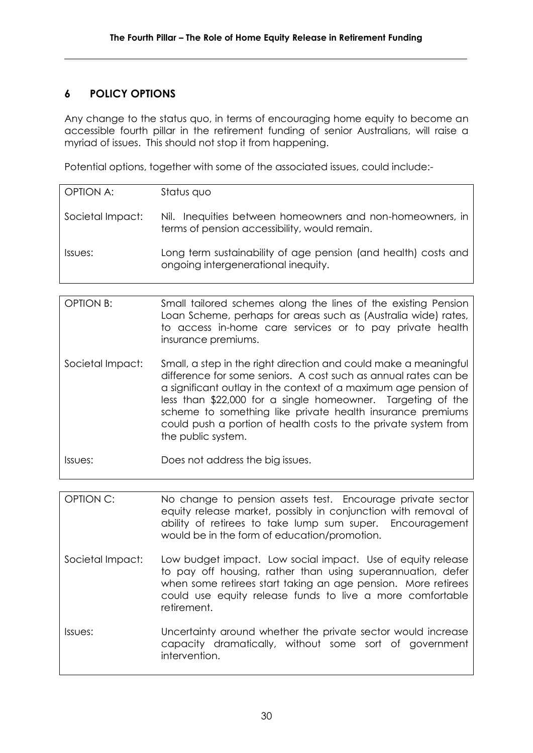## 6 POLICY OPTIONS

Any change to the status quo, in terms of encouraging home equity to become an accessible fourth pillar in the retirement funding of senior Australians, will raise a myriad of issues. This should not stop it from happening.

Potential options, together with some of the associated issues, could include:-

| OPTION A: | Status quo |
|---|---|
| Societal Impact: | Nil. Inequities between homeowners and non-homeowners, in terms of pension accessibility, would remain. |
| Issues: | Long term sustainability of age pension (and health) costs and ongoing intergenerational inequity. |

| OPTION B: | Small tailored schemes along the lines of the existing Pension Loan Scheme, perhaps for areas such as (Australia wide) rates, to access in-home care services or to pay private health insurance premiums. |
|---|---|
| Societal Impact: | Small, a step in the right direction and could make a meaningful difference for some seniors. A cost such as annual rates can be a significant outlay in the context of a maximum age pension of less than $22,000 for a single homeowner. Targeting of the scheme to something like private health insurance premiums could push a portion of health costs to the private system from the public system. |
| Issues: | Does not address the big issues. |

| OPTION C: | No change to pension assets test. Encourage private sector equity release market, possibly in conjunction with removal of ability of retirees to take lump sum super. Encouragement would be in the form of education/promotion. |
|---|---|
| Societal Impact: | Low budget impact. Low social impact. Use of equity release to pay off housing, rather than using superannuation, defer when some retirees start taking an age pension. More retirees could use equity release funds to live a more comfortable retirement. |
| Issues: | Uncertainty around whether the private sector would increase capacity dramatically, without some sort of government intervention. |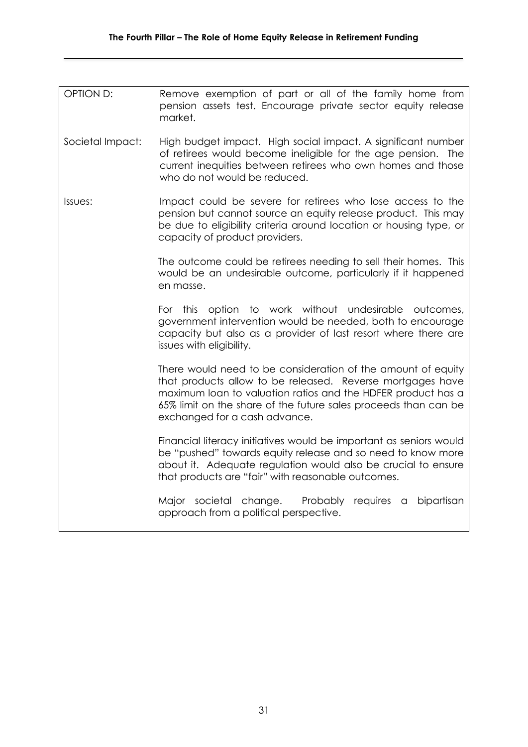| | |
|---|---|
| OPTION D: | Remove exemption of part or all of the family home from pension assets test. Encourage private sector equity release market. |
| Societal Impact: | High budget impact. High social impact. A significant number of retirees would become ineligible for the age pension. The current inequities between retirees who own homes and those who do not would be reduced. |
| Issues: | Impact could be severe for retirees who lose access to the pension but cannot source an equity release product. This may be due to eligibility criteria around location or housing type, or capacity of product providers.<br><br>The outcome could be retirees needing to sell their homes. This would be an undesirable outcome, particularly if it happened en masse.<br><br>For this option to work without undesirable outcomes, government intervention would be needed, both to encourage capacity but also as a provider of last resort where there are issues with eligibility.<br><br>There would need to be consideration of the amount of equity that products allow to be released. Reverse mortgages have maximum loan to valuation ratios and the HDFER product has a 65% limit on the share of the future sales proceeds than can be exchanged for a cash advance.<br><br>Financial literacy initiatives would be important as seniors would be "pushed" towards equity release and so need to know more about it. Adequate regulation would also be crucial to ensure that products are "fair" with reasonable outcomes.<br><br>Major societal change. Probably requires a bipartisan approach from a political perspective. |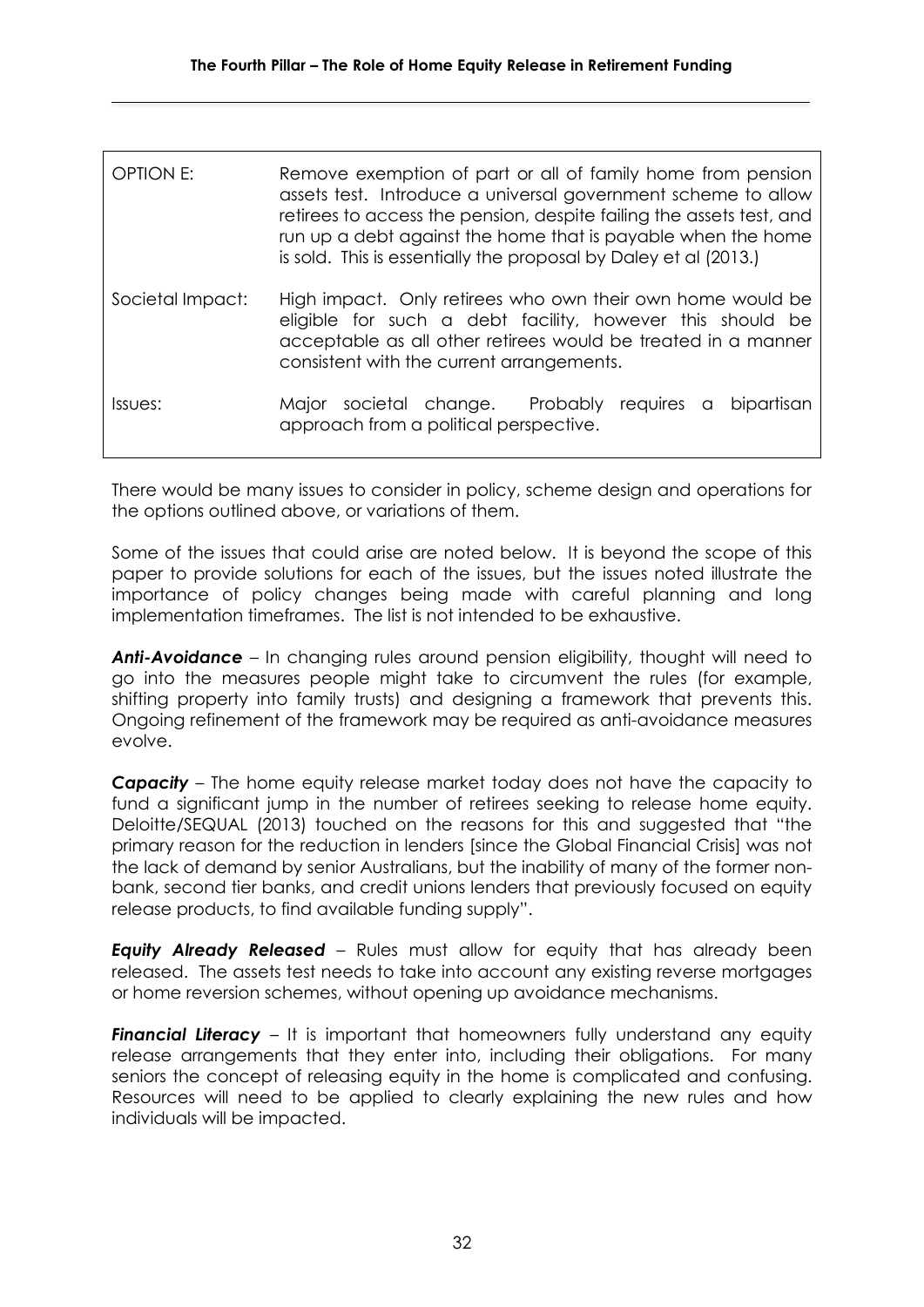| | |
|---|---|
| OPTION E: | Remove exemption of part or all of family home from pension assets test. Introduce a universal government scheme to allow retirees to access the pension, despite failing the assets test, and run up a debt against the home that is payable when the home is sold. This is essentially the proposal by Daley et al (2013.) |
| Societal Impact: | High impact. Only retirees who own their own home would be eligible for such a debt facility, however this should be acceptable as all other retirees would be treated in a manner consistent with the current arrangements. |
| Issues: | Major societal change. Probably requires a bipartisan approach from a political perspective. |

There would be many issues to consider in policy, scheme design and operations for the options outlined above, or variations of them.

Some of the issues that could arise are noted below. It is beyond the scope of this paper to provide solutions for each of the issues, but the issues noted illustrate the importance of policy changes being made with careful planning and long implementation timeframes. The list is not intended to be exhaustive.

***Anti-Avoidance*** – In changing rules around pension eligibility, thought will need to go into the measures people might take to circumvent the rules (for example, shifting property into family trusts) and designing a framework that prevents this. Ongoing refinement of the framework may be required as anti-avoidance measures evolve.

***Capacity*** – The home equity release market today does not have the capacity to fund a significant jump in the number of retirees seeking to release home equity. Deloitte/SEQUAL (2013) touched on the reasons for this and suggested that "the primary reason for the reduction in lenders [since the Global Financial Crisis] was not the lack of demand by senior Australians, but the inability of many of the former non-bank, second tier banks, and credit unions lenders that previously focused on equity release products, to find available funding supply".

***Equity Already Released*** – Rules must allow for equity that has already been released. The assets test needs to take into account any existing reverse mortgages or home reversion schemes, without opening up avoidance mechanisms.

***Financial Literacy*** – It is important that homeowners fully understand any equity release arrangements that they enter into, including their obligations. For many seniors the concept of releasing equity in the home is complicated and confusing. Resources will need to be applied to clearly explaining the new rules and how individuals will be impacted.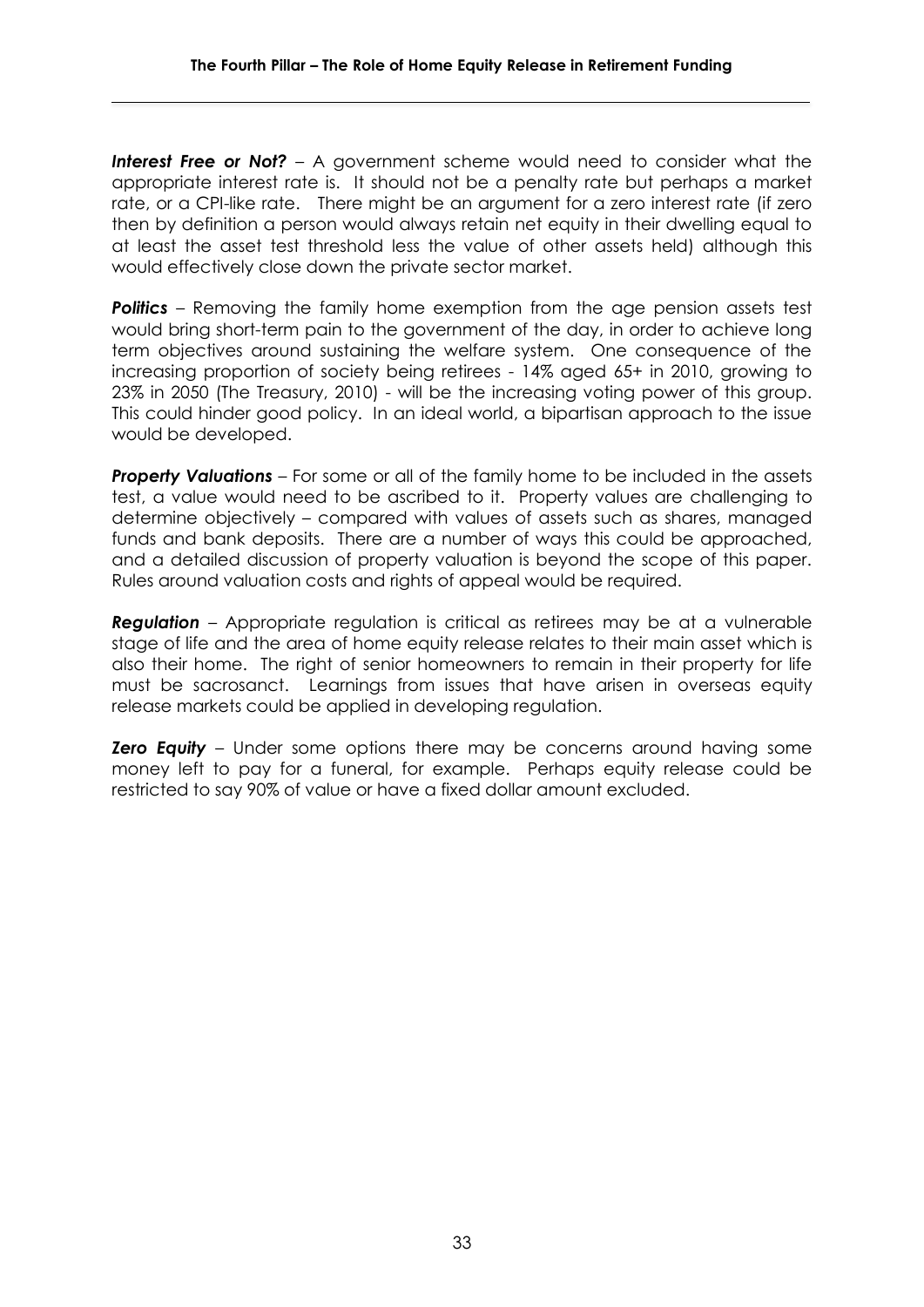***Interest Free or Not?*** – A government scheme would need to consider what the appropriate interest rate is. It should not be a penalty rate but perhaps a market rate, or a CPI-like rate. There might be an argument for a zero interest rate (if zero then by definition a person would always retain net equity in their dwelling equal to at least the asset test threshold less the value of other assets held) although this would effectively close down the private sector market.

***Politics*** – Removing the family home exemption from the age pension assets test would bring short-term pain to the government of the day, in order to achieve long term objectives around sustaining the welfare system. One consequence of the increasing proportion of society being retirees - 14% aged 65+ in 2010, growing to 23% in 2050 (The Treasury, 2010) - will be the increasing voting power of this group. This could hinder good policy. In an ideal world, a bipartisan approach to the issue would be developed.

***Property Valuations*** – For some or all of the family home to be included in the assets test, a value would need to be ascribed to it. Property values are challenging to determine objectively – compared with values of assets such as shares, managed funds and bank deposits. There are a number of ways this could be approached, and a detailed discussion of property valuation is beyond the scope of this paper. Rules around valuation costs and rights of appeal would be required.

***Regulation*** – Appropriate regulation is critical as retirees may be at a vulnerable stage of life and the area of home equity release relates to their main asset which is also their home. The right of senior homeowners to remain in their property for life must be sacrosanct. Learnings from issues that have arisen in overseas equity release markets could be applied in developing regulation.

***Zero Equity*** – Under some options there may be concerns around having some money left to pay for a funeral, for example. Perhaps equity release could be restricted to say 90% of value or have a fixed dollar amount excluded.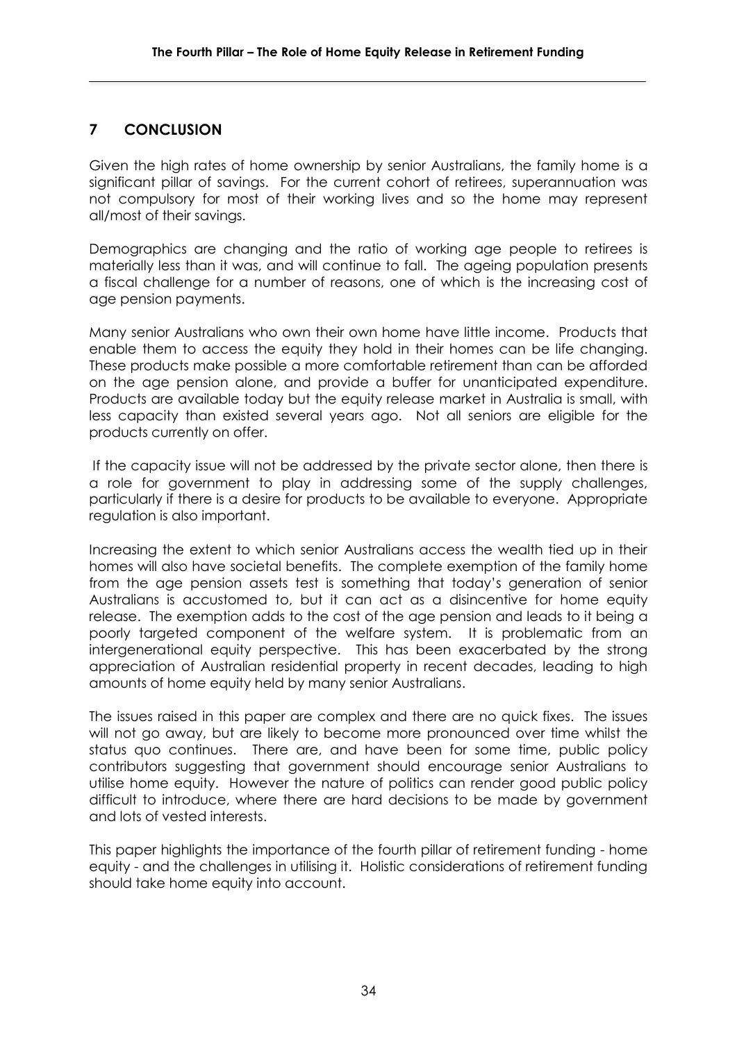## 7 CONCLUSION

Given the high rates of home ownership by senior Australians, the family home is a significant pillar of savings. For the current cohort of retirees, superannuation was not compulsory for most of their working lives and so the home may represent all/most of their savings.

Demographics are changing and the ratio of working age people to retirees is materially less than it was, and will continue to fall. The ageing population presents a fiscal challenge for a number of reasons, one of which is the increasing cost of age pension payments.

Many senior Australians who own their own home have little income. Products that enable them to access the equity they hold in their homes can be life changing. These products make possible a more comfortable retirement than can be afforded on the age pension alone, and provide a buffer for unanticipated expenditure. Products are available today but the equity release market in Australia is small, with less capacity than existed several years ago. Not all seniors are eligible for the products currently on offer.

If the capacity issue will not be addressed by the private sector alone, then there is a role for government to play in addressing some of the supply challenges, particularly if there is a desire for products to be available to everyone. Appropriate regulation is also important.

Increasing the extent to which senior Australians access the wealth tied up in their homes will also have societal benefits. The complete exemption of the family home from the age pension assets test is something that today's generation of senior Australians is accustomed to, but it can act as a disincentive for home equity release. The exemption adds to the cost of the age pension and leads to it being a poorly targeted component of the welfare system. It is problematic from an intergenerational equity perspective. This has been exacerbated by the strong appreciation of Australian residential property in recent decades, leading to high amounts of home equity held by many senior Australians.

The issues raised in this paper are complex and there are no quick fixes. The issues will not go away, but are likely to become more pronounced over time whilst the status quo continues. There are, and have been for some time, public policy contributors suggesting that government should encourage senior Australians to utilise home equity. However the nature of politics can render good public policy difficult to introduce, where there are hard decisions to be made by government and lots of vested interests.

This paper highlights the importance of the fourth pillar of retirement funding - home equity - and the challenges in utilising it. Holistic considerations of retirement funding should take home equity into account.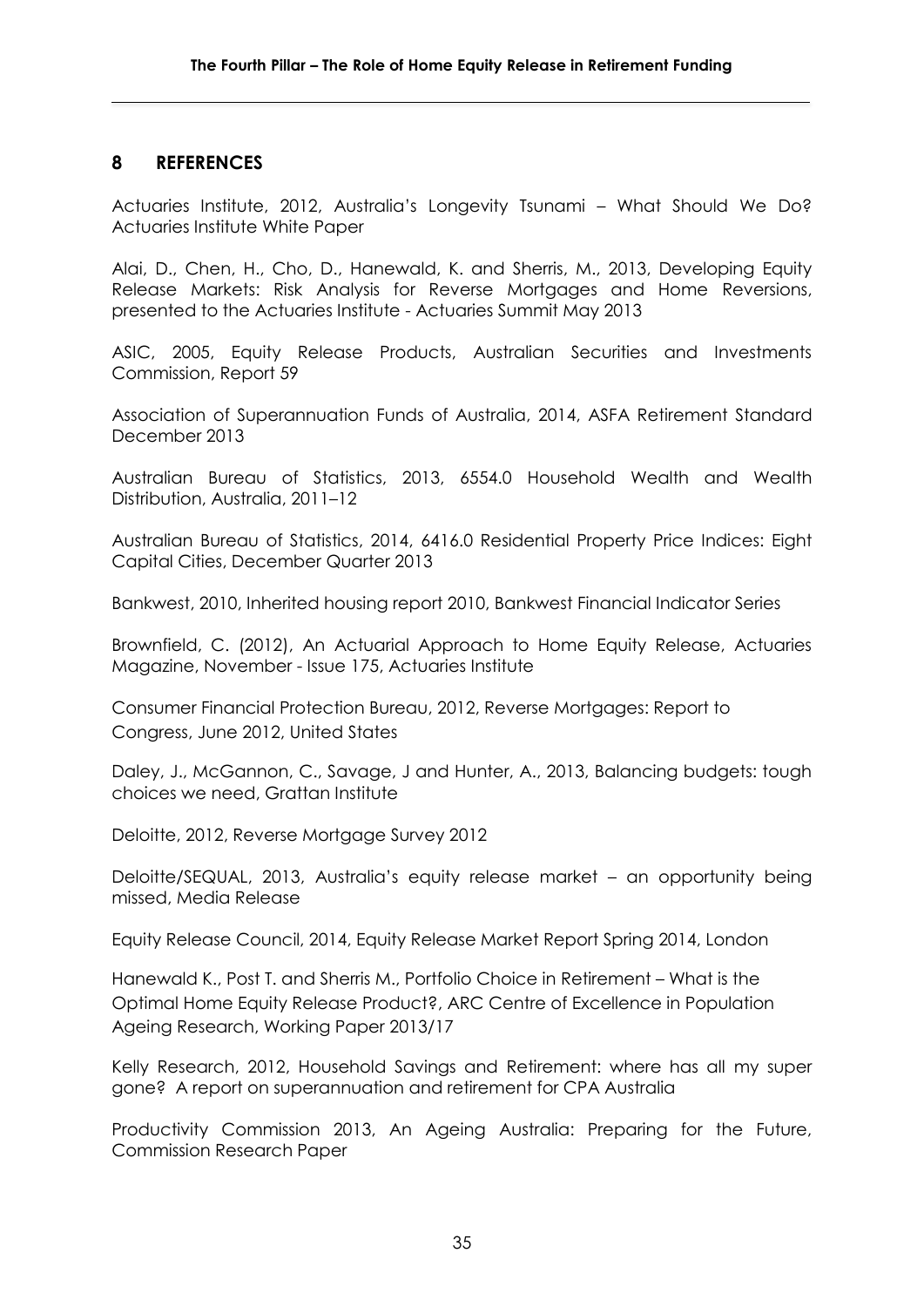## 8 REFERENCES

Actuaries Institute, 2012, Australia's Longevity Tsunami – What Should We Do? Actuaries Institute White Paper

Alai, D., Chen, H., Cho, D., Hanewald, K. and Sherris, M., 2013, Developing Equity Release Markets: Risk Analysis for Reverse Mortgages and Home Reversions, presented to the Actuaries Institute - Actuaries Summit May 2013

ASIC, 2005, Equity Release Products, Australian Securities and Investments Commission, Report 59

Association of Superannuation Funds of Australia, 2014, ASFA Retirement Standard December 2013

Australian Bureau of Statistics, 2013, 6554.0 Household Wealth and Wealth Distribution, Australia, 2011–12

Australian Bureau of Statistics, 2014, 6416.0 Residential Property Price Indices: Eight Capital Cities, December Quarter 2013

Bankwest, 2010, Inherited housing report 2010, Bankwest Financial Indicator Series

Brownfield, C. (2012), An Actuarial Approach to Home Equity Release, Actuaries Magazine, November - Issue 175, Actuaries Institute

Consumer Financial Protection Bureau, 2012, Reverse Mortgages: Report to Congress, June 2012, United States

Daley, J., McGannon, C., Savage, J and Hunter, A., 2013, Balancing budgets: tough choices we need, Grattan Institute

Deloitte, 2012, Reverse Mortgage Survey 2012

Deloitte/SEQUAL, 2013, Australia's equity release market – an opportunity being missed, Media Release

Equity Release Council, 2014, Equity Release Market Report Spring 2014, London

Hanewald K., Post T. and Sherris M., Portfolio Choice in Retirement – What is the Optimal Home Equity Release Product?, ARC Centre of Excellence in Population Ageing Research, Working Paper 2013/17

Kelly Research, 2012, Household Savings and Retirement: where has all my super gone? A report on superannuation and retirement for CPA Australia

Productivity Commission 2013, An Ageing Australia: Preparing for the Future, Commission Research Paper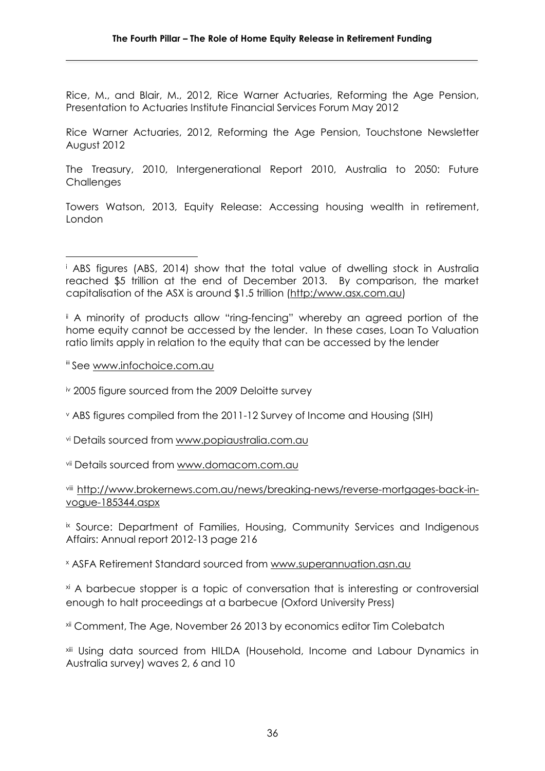Rice, M., and Blair, M., 2012, Rice Warner Actuaries, Reforming the Age Pension, Presentation to Actuaries Institute Financial Services Forum May 2012

Rice Warner Actuaries, 2012, Reforming the Age Pension, Touchstone Newsletter August 2012

The Treasury, 2010, Intergenerational Report 2010, Australia to 2050: Future Challenges

Towers Watson, 2013, Equity Release: Accessing housing wealth in retirement, London

---

[i] ABS figures (ABS, 2014) show that the total value of dwelling stock in Australia reached $5 trillion at the end of December 2013. By comparison, the market capitalisation of the ASX is around $1.5 trillion (http:/www.asx.com.au)

[ii] A minority of products allow "ring-fencing" whereby an agreed portion of the home equity cannot be accessed by the lender. In these cases, Loan To Valuation ratio limits apply in relation to the equity that can be accessed by the lender

[iii] See www.infochoice.com.au

[iv] 2005 figure sourced from the 2009 Deloitte survey

[v] ABS figures compiled from the 2011-12 Survey of Income and Housing (SIH)

[vi] Details sourced from www.popiaustralia.com.au

[vii] Details sourced from www.domacom.com.au

[viii] http://www.brokernews.com.au/news/breaking-news/reverse-mortgages-back-in-vogue-185344.aspx

[ix] Source: Department of Families, Housing, Community Services and Indigenous Affairs: Annual report 2012-13 page 216

[x] ASFA Retirement Standard sourced from www.superannuation.asn.au

[xi] A barbecue stopper is a topic of conversation that is interesting or controversial enough to halt proceedings at a barbecue (Oxford University Press)

[xii] Comment, The Age, November 26 2013 by economics editor Tim Colebatch

[xiii] Using data sourced from HILDA (Household, Income and Labour Dynamics in Australia survey) waves 2, 6 and 10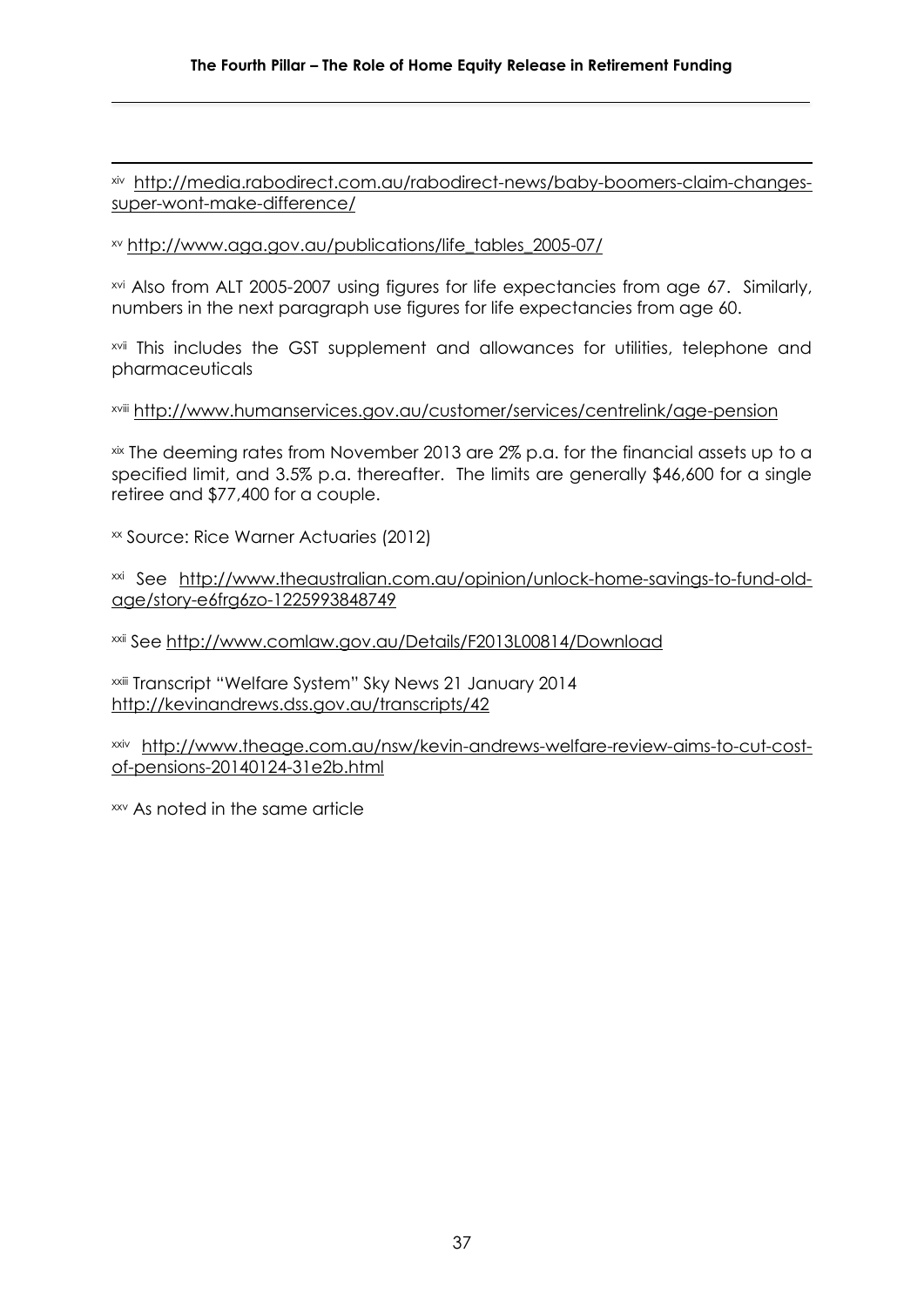[xiv] http://media.rabodirect.com.au/rabodirect-news/baby-boomers-claim-changes-super-wont-make-difference/

[xv] http://www.aga.gov.au/publications/life_tables_2005-07/

[xvi] Also from ALT 2005-2007 using figures for life expectancies from age 67. Similarly, numbers in the next paragraph use figures for life expectancies from age 60.

[xvii] This includes the GST supplement and allowances for utilities, telephone and pharmaceuticals

[xviii] http://www.humanservices.gov.au/customer/services/centrelink/age-pension

[xix] The deeming rates from November 2013 are 2% p.a. for the financial assets up to a specified limit, and 3.5% p.a. thereafter. The limits are generally $46,600 for a single retiree and $77,400 for a couple.

[xx] Source: Rice Warner Actuaries (2012)

[xxi] See http://www.theaustralian.com.au/opinion/unlock-home-savings-to-fund-old-age/story-e6frg6zo-1225993848749

[xxii] See http://www.comlaw.gov.au/Details/F2013L00814/Download

[xxiii] Transcript "Welfare System" Sky News 21 January 2014
http://kevinandrews.dss.gov.au/transcripts/42

[xxiv] http://www.theage.com.au/nsw/kevin-andrews-welfare-review-aims-to-cut-cost-of-pensions-20140124-31e2b.html

[xxv] As noted in the same article